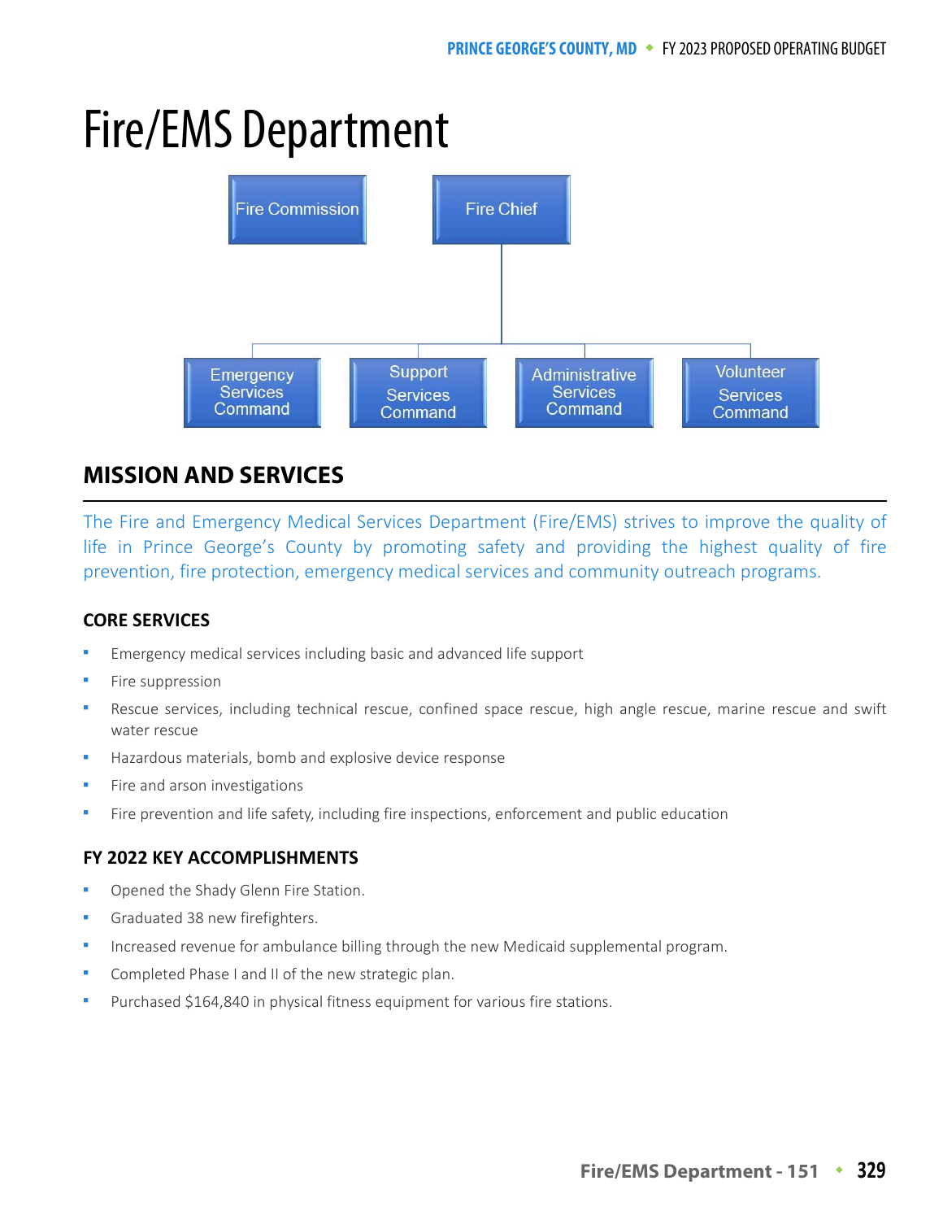# Fire/EMS Department

Fire Commission

Fire Chief

- Emergency Services Command
- Support Services Command
- Administrative Services Command
- Volunteer Services Command

## MISSION AND SERVICES

The Fire and Emergency Medical Services Department (Fire/EMS) strives to improve the quality of life in Prince George's County by promoting safety and providing the highest quality of fire prevention, fire protection, emergency medical services and community outreach programs.

### CORE SERVICES

- Emergency medical services including basic and advanced life support
- Fire suppression
- Rescue services, including technical rescue, confined space rescue, high angle rescue, marine rescue and swift water rescue
- Hazardous materials, bomb and explosive device response
- Fire and arson investigations
- Fire prevention and life safety, including fire inspections, enforcement and public education

### FY 2022 KEY ACCOMPLISHMENTS

- Opened the Shady Glenn Fire Station.
- Graduated 38 new firefighters.
- Increased revenue for ambulance billing through the new Medicaid supplemental program.
- Completed Phase I and II of the new strategic plan.
- Purchased $164,840 in physical fitness equipment for various fire stations.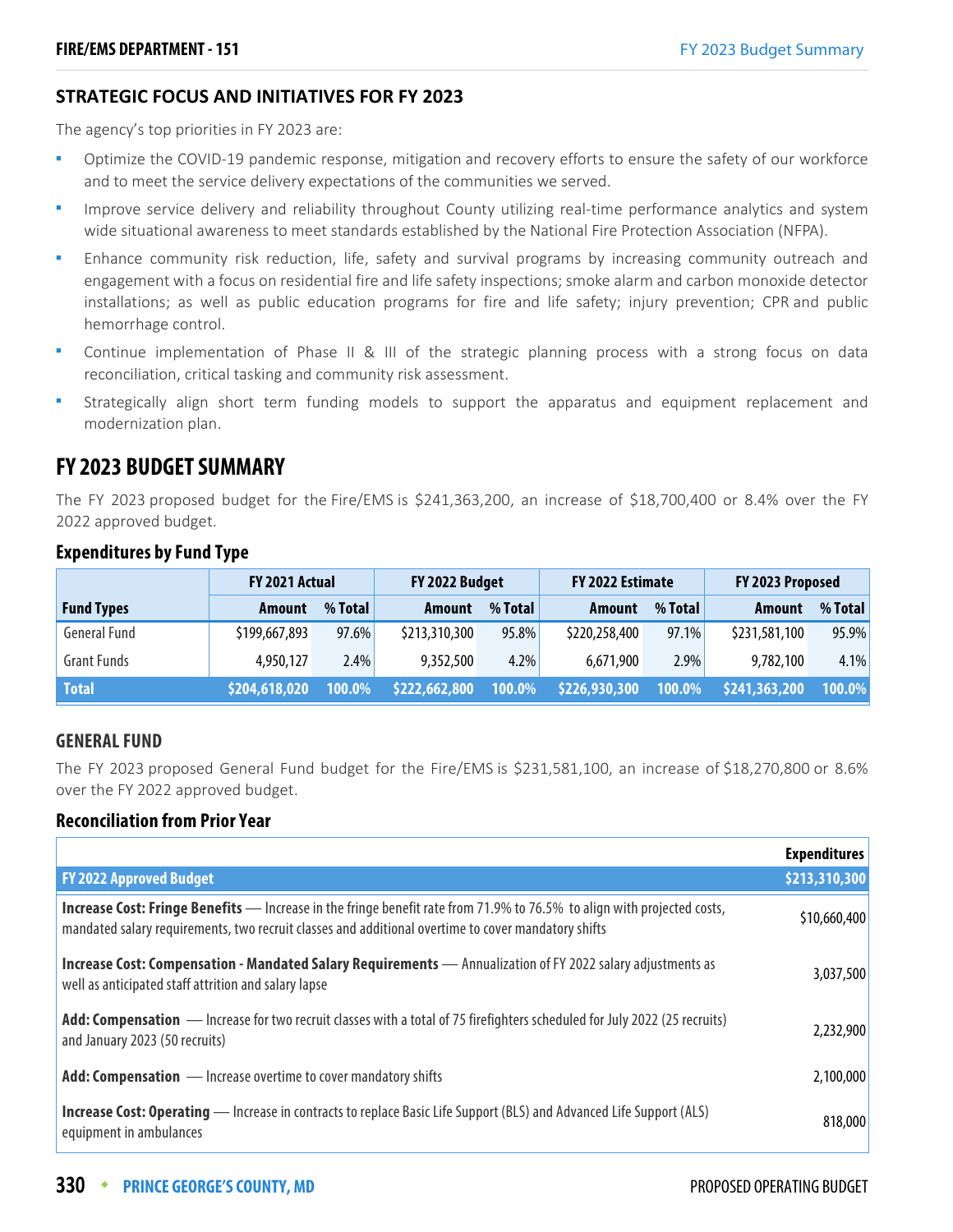## STRATEGIC FOCUS AND INITIATIVES FOR FY 2023

The agency's top priorities in FY 2023 are:

- Optimize the COVID-19 pandemic response, mitigation and recovery efforts to ensure the safety of our workforce and to meet the service delivery expectations of the communities we served.
- Improve service delivery and reliability throughout County utilizing real-time performance analytics and system wide situational awareness to meet standards established by the National Fire Protection Association (NFPA).
- Enhance community risk reduction, life, safety and survival programs by increasing community outreach and engagement with a focus on residential fire and life safety inspections; smoke alarm and carbon monoxide detector installations; as well as public education programs for fire and life safety; injury prevention; CPR and public hemorrhage control.
- Continue implementation of Phase II & III of the strategic planning process with a strong focus on data reconciliation, critical tasking and community risk assessment.
- Strategically align short term funding models to support the apparatus and equipment replacement and modernization plan.

# FY 2023 BUDGET SUMMARY

The FY 2023 proposed budget for the Fire/EMS is $241,363,200, an increase of $18,700,400 or 8.4% over the FY 2022 approved budget.

### Expenditures by Fund Type

| | FY 2021 Actual | | FY 2022 Budget | | FY 2022 Estimate | | FY 2023 Proposed | |
|---|---|---|---|---|---|---|---|---|
| **Fund Types** | **Amount** | **% Total** | **Amount** | **% Total** | **Amount** | **% Total** | **Amount** | **% Total** |
| General Fund | $199,667,893 | 97.6% | $213,310,300 | 95.8% | $220,258,400 | 97.1% | $231,581,100 | 95.9% |
| Grant Funds | 4,950,127 | 2.4% | 9,352,500 | 4.2% | 6,671,900 | 2.9% | 9,782,100 | 4.1% |
| **Total** | **$204,618,020** | **100.0%** | **$222,662,800** | **100.0%** | **$226,930,300** | **100.0%** | **$241,363,200** | **100.0%** |

## GENERAL FUND

The FY 2023 proposed General Fund budget for the Fire/EMS is $231,581,100, an increase of $18,270,800 or 8.6% over the FY 2022 approved budget.

### Reconciliation from Prior Year

| | Expenditures |
|---|---|
| **FY 2022 Approved Budget** | **$213,310,300** |
| **Increase Cost: Fringe Benefits** — Increase in the fringe benefit rate from 71.9% to 76.5% to align with projected costs, mandated salary requirements, two recruit classes and additional overtime to cover mandatory shifts | $10,660,400 |
| **Increase Cost: Compensation - Mandated Salary Requirements** — Annualization of FY 2022 salary adjustments as well as anticipated staff attrition and salary lapse | 3,037,500 |
| **Add: Compensation** — Increase for two recruit classes with a total of 75 firefighters scheduled for July 2022 (25 recruits) and January 2023 (50 recruits) | 2,232,900 |
| **Add: Compensation** — Increase overtime to cover mandatory shifts | 2,100,000 |
| **Increase Cost: Operating** — Increase in contracts to replace Basic Life Support (BLS) and Advanced Life Support (ALS) equipment in ambulances | 818,000 |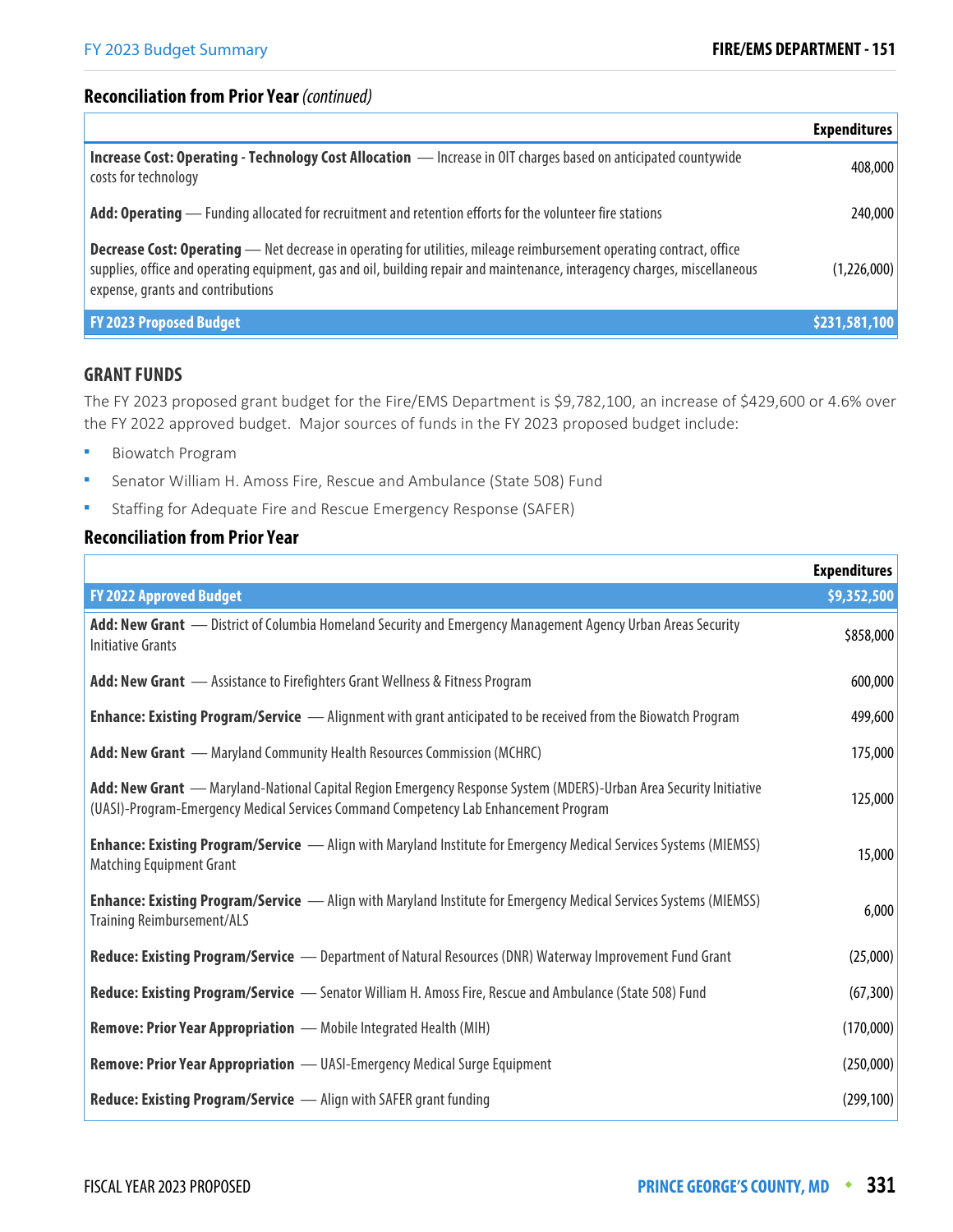## Reconciliation from Prior Year *(continued)*

| | Expenditures |
|---|---|
| **Increase Cost: Operating - Technology Cost Allocation** — Increase in OIT charges based on anticipated countywide costs for technology | 408,000 |
| **Add: Operating** — Funding allocated for recruitment and retention efforts for the volunteer fire stations | 240,000 |
| **Decrease Cost: Operating** — Net decrease in operating for utilities, mileage reimbursement operating contract, office supplies, office and operating equipment, gas and oil, building repair and maintenance, interagency charges, miscellaneous expense, grants and contributions | (1,226,000) |
| **FY 2023 Proposed Budget** | **$231,581,100** |

## GRANT FUNDS

The FY 2023 proposed grant budget for the Fire/EMS Department is $9,782,100, an increase of $429,600 or 4.6% over the FY 2022 approved budget. Major sources of funds in the FY 2023 proposed budget include:

- Biowatch Program
- Senator William H. Amoss Fire, Rescue and Ambulance (State 508) Fund
- Staffing for Adequate Fire and Rescue Emergency Response (SAFER)

## Reconciliation from Prior Year

| | Expenditures |
|---|---|
| **FY 2022 Approved Budget** | **$9,352,500** |
| **Add: New Grant** — District of Columbia Homeland Security and Emergency Management Agency Urban Areas Security Initiative Grants | $858,000 |
| **Add: New Grant** — Assistance to Firefighters Grant Wellness & Fitness Program | 600,000 |
| **Enhance: Existing Program/Service** — Alignment with grant anticipated to be received from the Biowatch Program | 499,600 |
| **Add: New Grant** — Maryland Community Health Resources Commission (MCHRC) | 175,000 |
| **Add: New Grant** — Maryland-National Capital Region Emergency Response System (MDERS)-Urban Area Security Initiative (UASI)-Program-Emergency Medical Services Command Competency Lab Enhancement Program | 125,000 |
| **Enhance: Existing Program/Service** — Align with Maryland Institute for Emergency Medical Services Systems (MIEMSS) Matching Equipment Grant | 15,000 |
| **Enhance: Existing Program/Service** — Align with Maryland Institute for Emergency Medical Services Systems (MIEMSS) Training Reimbursement/ALS | 6,000 |
| **Reduce: Existing Program/Service** — Department of Natural Resources (DNR) Waterway Improvement Fund Grant | (25,000) |
| **Reduce: Existing Program/Service** — Senator William H. Amoss Fire, Rescue and Ambulance (State 508) Fund | (67,300) |
| **Remove: Prior Year Appropriation** — Mobile Integrated Health (MIH) | (170,000) |
| **Remove: Prior Year Appropriation** — UASI-Emergency Medical Surge Equipment | (250,000) |
| **Reduce: Existing Program/Service** — Align with SAFER grant funding | (299,100) |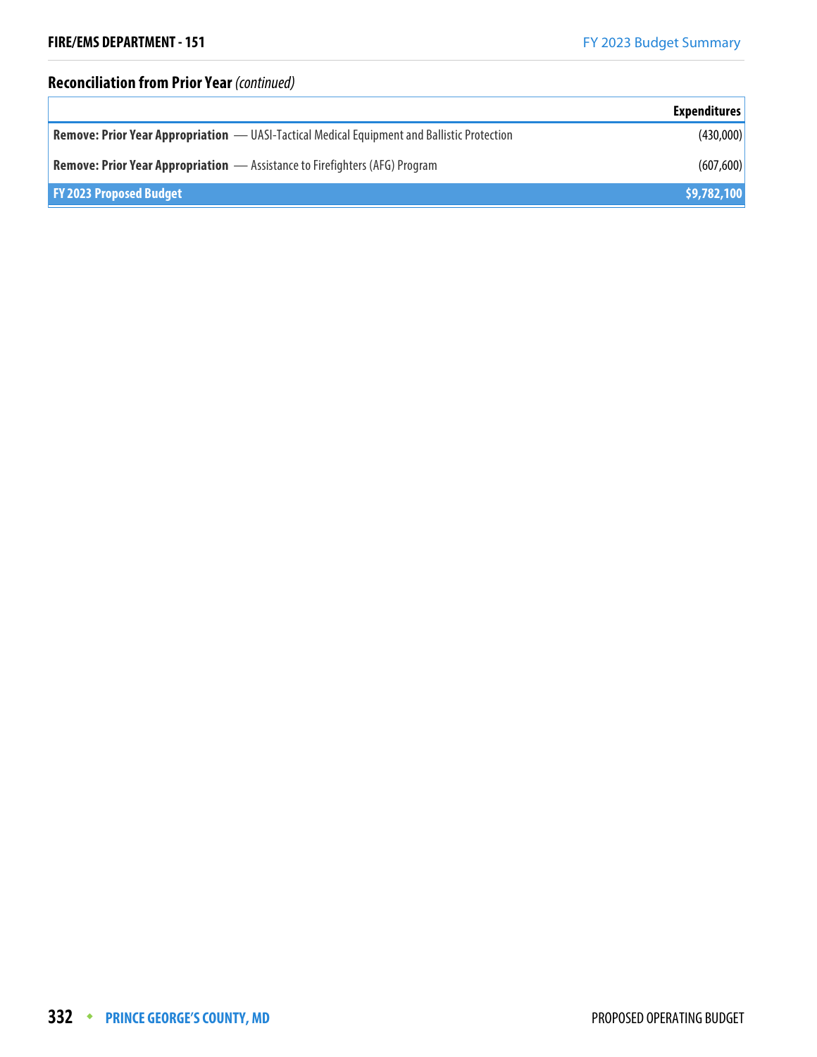## Reconciliation from Prior Year *(continued)*

| | Expenditures |
|---|---|
| **Remove: Prior Year Appropriation** — UASI-Tactical Medical Equipment and Ballistic Protection | (430,000) |
| **Remove: Prior Year Appropriation** — Assistance to Firefighters (AFG) Program | (607,600) |
| **FY 2023 Proposed Budget** | **$9,782,100** |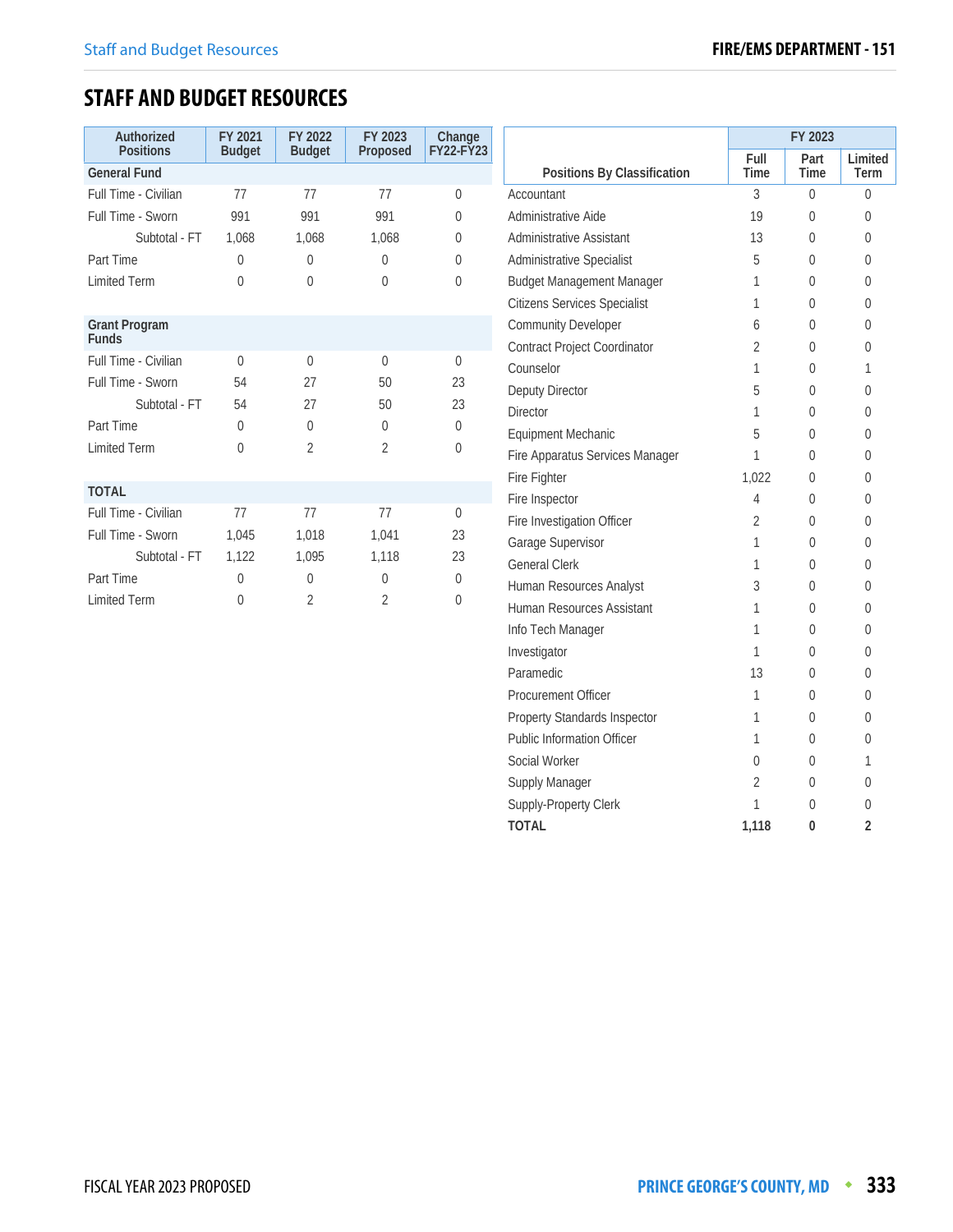# STAFF AND BUDGET RESOURCES

| Authorized Positions | FY 2021 Budget | FY 2022 Budget | FY 2023 Proposed | Change FY22-FY23 |
|---|---|---|---|---|
| **General Fund** | | | | |
| Full Time - Civilian | 77 | 77 | 77 | 0 |
| Full Time - Sworn | 991 | 991 | 991 | 0 |
| Subtotal - FT | 1,068 | 1,068 | 1,068 | 0 |
| Part Time | 0 | 0 | 0 | 0 |
| Limited Term | 0 | 0 | 0 | 0 |
| **Grant Program Funds** | | | | |
| Full Time - Civilian | 0 | 0 | 0 | 0 |
| Full Time - Sworn | 54 | 27 | 50 | 23 |
| Subtotal - FT | 54 | 27 | 50 | 23 |
| Part Time | 0 | 0 | 0 | 0 |
| Limited Term | 0 | 2 | 2 | 0 |
| **TOTAL** | | | | |
| Full Time - Civilian | 77 | 77 | 77 | 0 |
| Full Time - Sworn | 1,045 | 1,018 | 1,041 | 23 |
| Subtotal - FT | 1,122 | 1,095 | 1,118 | 23 |
| Part Time | 0 | 0 | 0 | 0 |
| Limited Term | 0 | 2 | 2 | 0 |

| Positions By Classification | FY 2023 | | |
|---|---|---|---|
| | Full Time | Part Time | Limited Term |
| Accountant | 3 | 0 | 0 |
| Administrative Aide | 19 | 0 | 0 |
| Administrative Assistant | 13 | 0 | 0 |
| Administrative Specialist | 5 | 0 | 0 |
| Budget Management Manager | 1 | 0 | 0 |
| Citizens Services Specialist | 1 | 0 | 0 |
| Community Developer | 6 | 0 | 0 |
| Contract Project Coordinator | 2 | 0 | 0 |
| Counselor | 1 | 0 | 1 |
| Deputy Director | 5 | 0 | 0 |
| Director | 1 | 0 | 0 |
| Equipment Mechanic | 5 | 0 | 0 |
| Fire Apparatus Services Manager | 1 | 0 | 0 |
| Fire Fighter | 1,022 | 0 | 0 |
| Fire Inspector | 4 | 0 | 0 |
| Fire Investigation Officer | 2 | 0 | 0 |
| Garage Supervisor | 1 | 0 | 0 |
| General Clerk | 1 | 0 | 0 |
| Human Resources Analyst | 3 | 0 | 0 |
| Human Resources Assistant | 1 | 0 | 0 |
| Info Tech Manager | 1 | 0 | 0 |
| Investigator | 1 | 0 | 0 |
| Paramedic | 13 | 0 | 0 |
| Procurement Officer | 1 | 0 | 0 |
| Property Standards Inspector | 1 | 0 | 0 |
| Public Information Officer | 1 | 0 | 0 |
| Social Worker | 0 | 0 | 1 |
| Supply Manager | 2 | 0 | 0 |
| Supply-Property Clerk | 1 | 0 | 0 |
| **TOTAL** | **1,118** | **0** | **2** |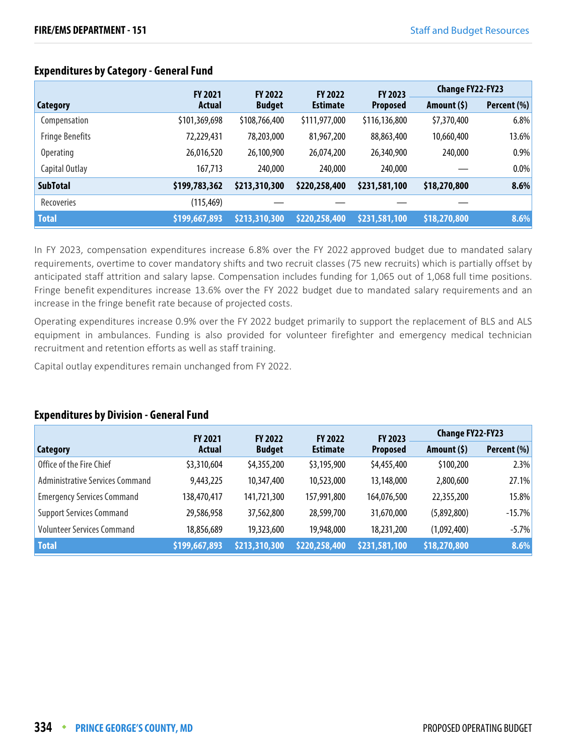## Expenditures by Category - General Fund

| Category | FY 2021 Actual | FY 2022 Budget | FY 2022 Estimate | FY 2023 Proposed | Change FY22-FY23 | |
|---|---|---|---|---|---|---|
| | | | | | Amount ($) | Percent (%) |
| Compensation | $101,369,698 | $108,766,400 | $111,977,000 | $116,136,800 | $7,370,400 | 6.8% |
| Fringe Benefits | 72,229,431 | 78,203,000 | 81,967,200 | 88,863,400 | 10,660,400 | 13.6% |
| Operating | 26,016,520 | 26,100,900 | 26,074,200 | 26,340,900 | 240,000 | 0.9% |
| Capital Outlay | 167,713 | 240,000 | 240,000 | 240,000 | — | 0.0% |
| **SubTotal** | **$199,783,362** | **$213,310,300** | **$220,258,400** | **$231,581,100** | **$18,270,800** | **8.6%** |
| Recoveries | (115,469) | — | — | — | — | |
| **Total** | **$199,667,893** | **$213,310,300** | **$220,258,400** | **$231,581,100** | **$18,270,800** | **8.6%** |

In FY 2023, compensation expenditures increase 6.8% over the FY 2022 approved budget due to mandated salary requirements, overtime to cover mandatory shifts and two recruit classes (75 new recruits) which is partially offset by anticipated staff attrition and salary lapse. Compensation includes funding for 1,065 out of 1,068 full time positions. Fringe benefit expenditures increase 13.6% over the FY 2022 budget due to mandated salary requirements and an increase in the fringe benefit rate because of projected costs.

Operating expenditures increase 0.9% over the FY 2022 budget primarily to support the replacement of BLS and ALS equipment in ambulances. Funding is also provided for volunteer firefighter and emergency medical technician recruitment and retention efforts as well as staff training.

Capital outlay expenditures remain unchanged from FY 2022.

## Expenditures by Division - General Fund

| Category | FY 2021 Actual | FY 2022 Budget | FY 2022 Estimate | FY 2023 Proposed | Change FY22-FY23 | |
|---|---|---|---|---|---|---|
| | | | | | Amount ($) | Percent (%) |
| Office of the Fire Chief | $3,310,604 | $4,355,200 | $3,195,900 | $4,455,400 | $100,200 | 2.3% |
| Administrative Services Command | 9,443,225 | 10,347,400 | 10,523,000 | 13,148,000 | 2,800,600 | 27.1% |
| Emergency Services Command | 138,470,417 | 141,721,300 | 157,991,800 | 164,076,500 | 22,355,200 | 15.8% |
| Support Services Command | 29,586,958 | 37,562,800 | 28,599,700 | 31,670,000 | (5,892,800) | -15.7% |
| Volunteer Services Command | 18,856,689 | 19,323,600 | 19,948,000 | 18,231,200 | (1,092,400) | -5.7% |
| **Total** | **$199,667,893** | **$213,310,300** | **$220,258,400** | **$231,581,100** | **$18,270,800** | **8.6%** |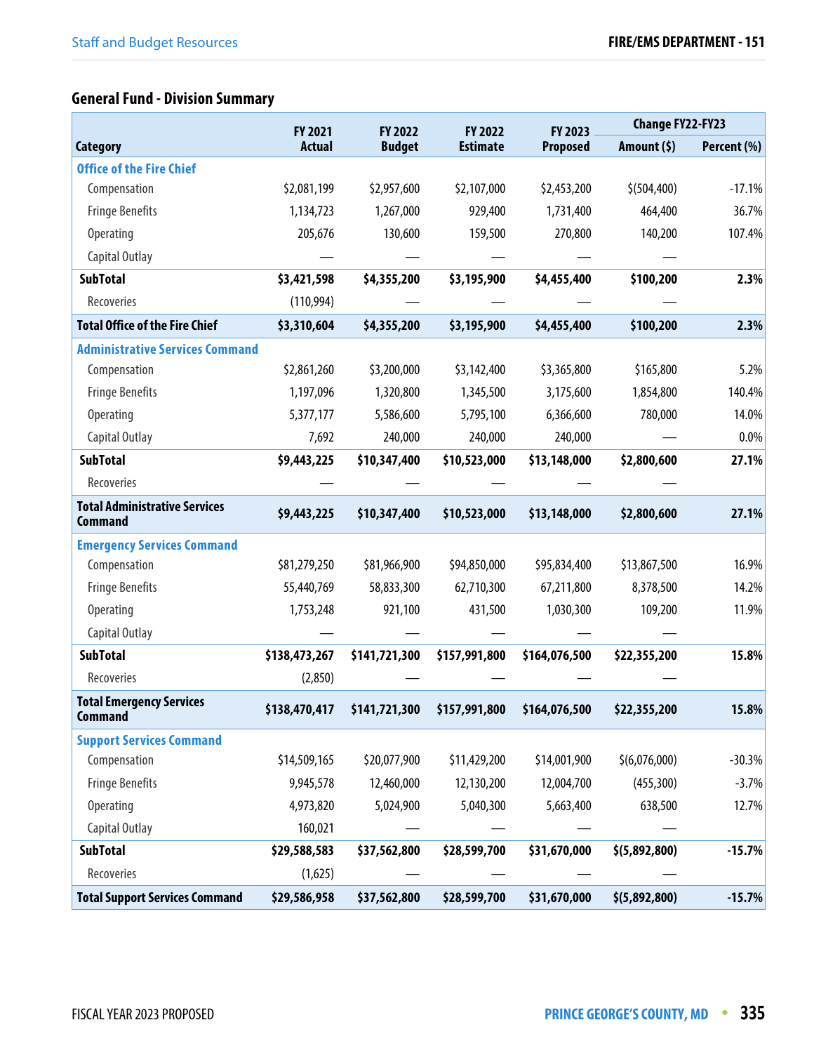### General Fund - Division Summary

| Category | FY 2021 Actual | FY 2022 Budget | FY 2022 Estimate | FY 2023 Proposed | Change FY22-FY23 Amount ($) | Change FY22-FY23 Percent (%) |
|---|---|---|---|---|---|---|
| **Office of the Fire Chief** | | | | | | |
| Compensation | $2,081,199 | $2,957,600 | $2,107,000 | $2,453,200 | $(504,400) | -17.1% |
| Fringe Benefits | 1,134,723 | 1,267,000 | 929,400 | 1,731,400 | 464,400 | 36.7% |
| Operating | 205,676 | 130,600 | 159,500 | 270,800 | 140,200 | 107.4% |
| Capital Outlay | — | — | — | — | — | |
| **SubTotal** | **$3,421,598** | **$4,355,200** | **$3,195,900** | **$4,455,400** | **$100,200** | **2.3%** |
| Recoveries | (110,994) | — | — | — | — | |
| **Total Office of the Fire Chief** | **$3,310,604** | **$4,355,200** | **$3,195,900** | **$4,455,400** | **$100,200** | **2.3%** |
| **Administrative Services Command** | | | | | | |
| Compensation | $2,861,260 | $3,200,000 | $3,142,400 | $3,365,800 | $165,800 | 5.2% |
| Fringe Benefits | 1,197,096 | 1,320,800 | 1,345,500 | 3,175,600 | 1,854,800 | 140.4% |
| Operating | 5,377,177 | 5,586,600 | 5,795,100 | 6,366,600 | 780,000 | 14.0% |
| Capital Outlay | 7,692 | 240,000 | 240,000 | 240,000 | — | 0.0% |
| **SubTotal** | **$9,443,225** | **$10,347,400** | **$10,523,000** | **$13,148,000** | **$2,800,600** | **27.1%** |
| Recoveries | — | — | — | — | — | |
| **Total Administrative Services Command** | **$9,443,225** | **$10,347,400** | **$10,523,000** | **$13,148,000** | **$2,800,600** | **27.1%** |
| **Emergency Services Command** | | | | | | |
| Compensation | $81,279,250 | $81,966,900 | $94,850,000 | $95,834,400 | $13,867,500 | 16.9% |
| Fringe Benefits | 55,440,769 | 58,833,300 | 62,710,300 | 67,211,800 | 8,378,500 | 14.2% |
| Operating | 1,753,248 | 921,100 | 431,500 | 1,030,300 | 109,200 | 11.9% |
| Capital Outlay | — | — | — | — | — | |
| **SubTotal** | **$138,473,267** | **$141,721,300** | **$157,991,800** | **$164,076,500** | **$22,355,200** | **15.8%** |
| Recoveries | (2,850) | — | — | — | — | |
| **Total Emergency Services Command** | **$138,470,417** | **$141,721,300** | **$157,991,800** | **$164,076,500** | **$22,355,200** | **15.8%** |
| **Support Services Command** | | | | | | |
| Compensation | $14,509,165 | $20,077,900 | $11,429,200 | $14,001,900 | $(6,076,000) | -30.3% |
| Fringe Benefits | 9,945,578 | 12,460,000 | 12,130,200 | 12,004,700 | (455,300) | -3.7% |
| Operating | 4,973,820 | 5,024,900 | 5,040,300 | 5,663,400 | 638,500 | 12.7% |
| Capital Outlay | 160,021 | — | — | — | — | |
| **SubTotal** | **$29,588,583** | **$37,562,800** | **$28,599,700** | **$31,670,000** | **$(5,892,800)** | **-15.7%** |
| Recoveries | (1,625) | — | — | — | — | |
| **Total Support Services Command** | **$29,586,958** | **$37,562,800** | **$28,599,700** | **$31,670,000** | **$(5,892,800)** | **-15.7%** |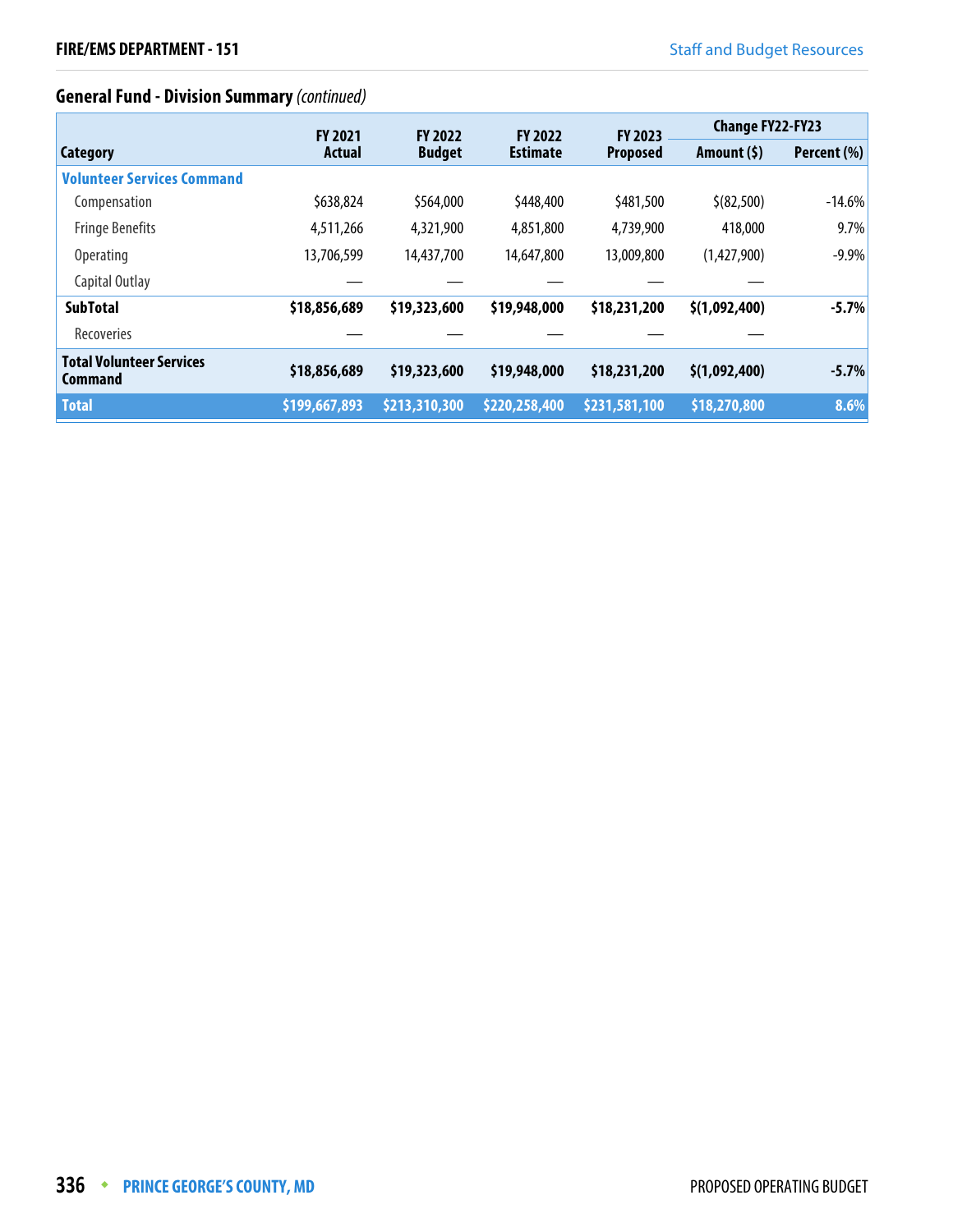## General Fund - Division Summary *(continued)*

| Category | FY 2021 Actual | FY 2022 Budget | FY 2022 Estimate | FY 2023 Proposed | Change FY22-FY23 | |
|---|---|---|---|---|---|---|
| | | | | | Amount ($) | Percent (%) |
| **Volunteer Services Command** | | | | | | |
| Compensation | $638,824 | $564,000 | $448,400 | $481,500 | $(82,500) | -14.6% |
| Fringe Benefits | 4,511,266 | 4,321,900 | 4,851,800 | 4,739,900 | 418,000 | 9.7% |
| Operating | 13,706,599 | 14,437,700 | 14,647,800 | 13,009,800 | (1,427,900) | -9.9% |
| Capital Outlay | — | — | — | — | — | |
| **SubTotal** | **$18,856,689** | **$19,323,600** | **$19,948,000** | **$18,231,200** | **$(1,092,400)** | **-5.7%** |
| Recoveries | — | — | — | — | — | |
| **Total Volunteer Services Command** | **$18,856,689** | **$19,323,600** | **$19,948,000** | **$18,231,200** | **$(1,092,400)** | **-5.7%** |
| **Total** | **$199,667,893** | **$213,310,300** | **$220,258,400** | **$231,581,100** | **$18,270,800** | **8.6%** |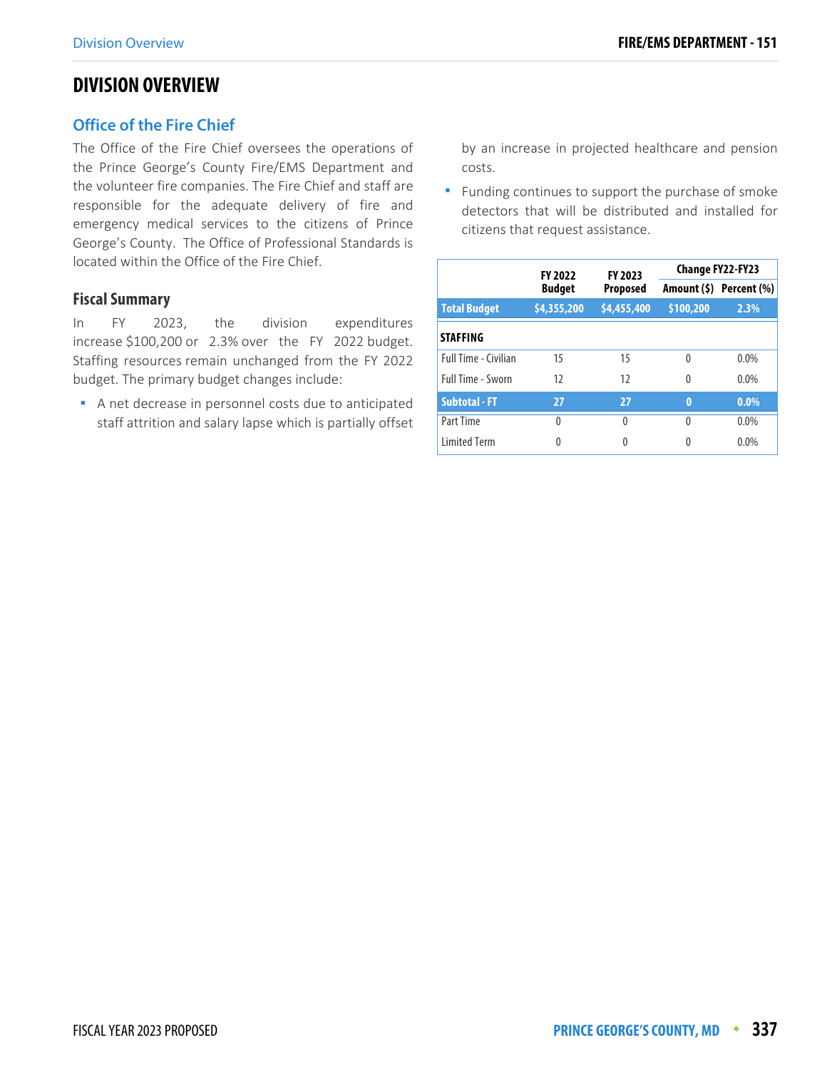# DIVISION OVERVIEW

## Office of the Fire Chief

The Office of the Fire Chief oversees the operations of the Prince George's County Fire/EMS Department and the volunteer fire companies. The Fire Chief and staff are responsible for the adequate delivery of fire and emergency medical services to the citizens of Prince George's County. The Office of Professional Standards is located within the Office of the Fire Chief.

### Fiscal Summary

In FY 2023, the division expenditures increase $100,200 or 2.3% over the FY 2022 budget. Staffing resources remain unchanged from the FY 2022 budget. The primary budget changes include:

- A net decrease in personnel costs due to anticipated staff attrition and salary lapse which is partially offset by an increase in projected healthcare and pension costs.
- Funding continues to support the purchase of smoke detectors that will be distributed and installed for citizens that request assistance.

| | FY 2022 Budget | FY 2023 Proposed | Change FY22-FY23 | |
|---|---|---|---|---|
| | | | Amount ($) | Percent (%) |
| **Total Budget** | **$4,355,200** | **$4,455,400** | **$100,200** | **2.3%** |
| **STAFFING** | | | | |
| Full Time - Civilian | 15 | 15 | 0 | 0.0% |
| Full Time - Sworn | 12 | 12 | 0 | 0.0% |
| **Subtotal - FT** | **27** | **27** | **0** | **0.0%** |
| Part Time | 0 | 0 | 0 | 0.0% |
| Limited Term | 0 | 0 | 0 | 0.0% |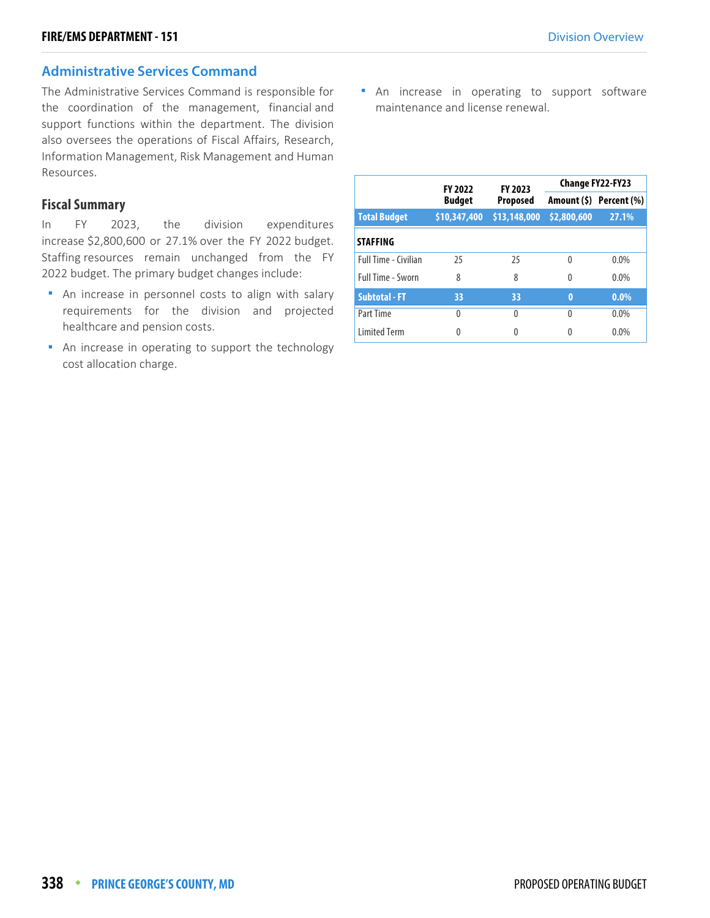## Administrative Services Command

The Administrative Services Command is responsible for the coordination of the management, financial and support functions within the department. The division also oversees the operations of Fiscal Affairs, Research, Information Management, Risk Management and Human Resources.

### Fiscal Summary

In FY 2023, the division expenditures increase $2,800,600 or 27.1% over the FY 2022 budget. Staffing resources remain unchanged from the FY 2022 budget. The primary budget changes include:

- An increase in personnel costs to align with salary requirements for the division and projected healthcare and pension costs.
- An increase in operating to support the technology cost allocation charge.
- An increase in operating to support software maintenance and license renewal.

| | FY 2022 Budget | FY 2023 Proposed | Change FY22-FY23 | |
|---|---|---|---|---|
| | | | Amount ($) | Percent (%) |
| **Total Budget** | **$10,347,400** | **$13,148,000** | **$2,800,600** | **27.1%** |
| **STAFFING** | | | | |
| Full Time - Civilian | 25 | 25 | 0 | 0.0% |
| Full Time - Sworn | 8 | 8 | 0 | 0.0% |
| **Subtotal - FT** | **33** | **33** | **0** | **0.0%** |
| Part Time | 0 | 0 | 0 | 0.0% |
| Limited Term | 0 | 0 | 0 | 0.0% |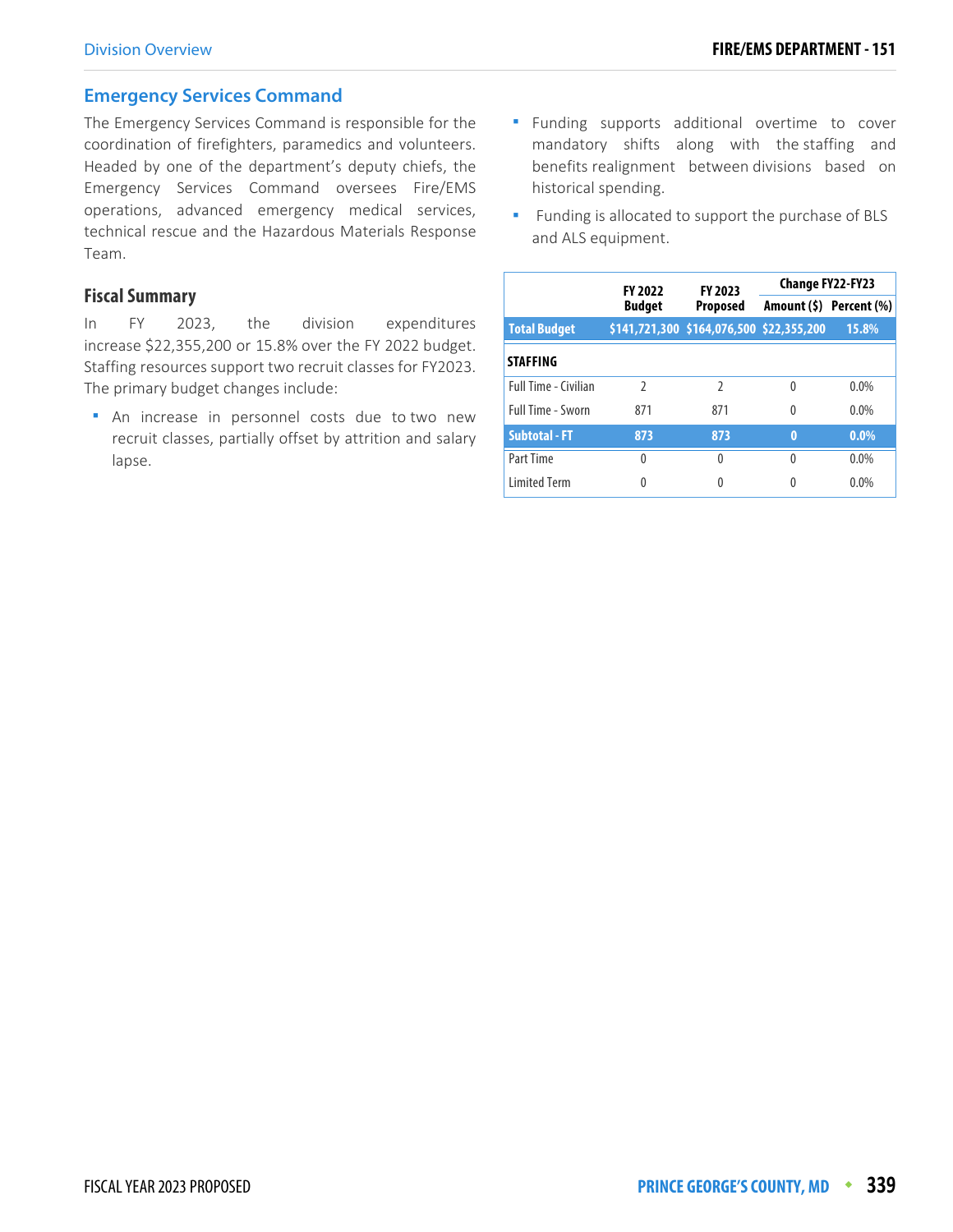## Emergency Services Command

The Emergency Services Command is responsible for the coordination of firefighters, paramedics and volunteers. Headed by one of the department's deputy chiefs, the Emergency Services Command oversees Fire/EMS operations, advanced emergency medical services, technical rescue and the Hazardous Materials Response Team.

### Fiscal Summary

In FY 2023, the division expenditures increase $22,355,200 or 15.8% over the FY 2022 budget. Staffing resources support two recruit classes for FY2023. The primary budget changes include:

- An increase in personnel costs due to two new recruit classes, partially offset by attrition and salary lapse.
- Funding supports additional overtime to cover mandatory shifts along with the staffing and benefits realignment between divisions based on historical spending.
- Funding is allocated to support the purchase of BLS and ALS equipment.

| | FY 2022 Budget | FY 2023 Proposed | Change FY22-FY23 | |
|---|---|---|---|---|
| | | | Amount ($) | Percent (%) |
| **Total Budget** | **$141,721,300** | **$164,076,500** | **$22,355,200** | **15.8%** |
| **STAFFING** | | | | |
| Full Time - Civilian | 2 | 2 | 0 | 0.0% |
| Full Time - Sworn | 871 | 871 | 0 | 0.0% |
| **Subtotal - FT** | **873** | **873** | **0** | **0.0%** |
| Part Time | 0 | 0 | 0 | 0.0% |
| Limited Term | 0 | 0 | 0 | 0.0% |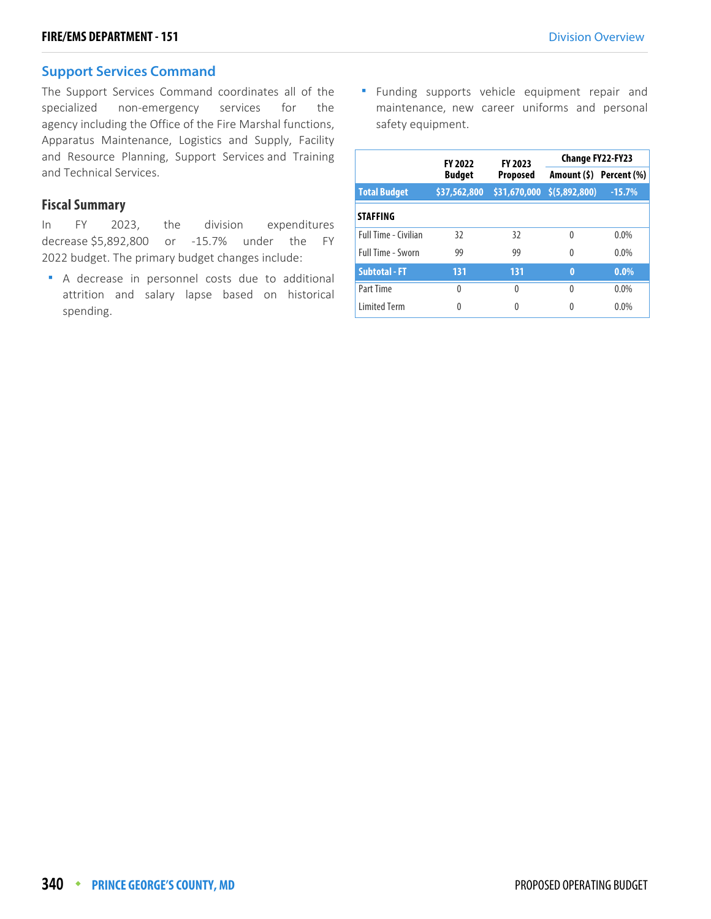## Support Services Command

The Support Services Command coordinates all of the specialized non-emergency services for the agency including the Office of the Fire Marshal functions, Apparatus Maintenance, Logistics and Supply, Facility and Resource Planning, Support Services and Training and Technical Services.

### Fiscal Summary

In FY 2023, the division expenditures decrease $5,892,800 or -15.7% under the FY 2022 budget. The primary budget changes include:

- A decrease in personnel costs due to additional attrition and salary lapse based on historical spending.
- Funding supports vehicle equipment repair and maintenance, new career uniforms and personal safety equipment.

| | FY 2022 Budget | FY 2023 Proposed | Change FY22-FY23 | |
|---|---|---|---|---|
| | | | Amount ($) | Percent (%) |
| **Total Budget** | **$37,562,800** | **$31,670,000** | **$(5,892,800)** | **-15.7%** |
| **STAFFING** | | | | |
| Full Time - Civilian | 32 | 32 | 0 | 0.0% |
| Full Time - Sworn | 99 | 99 | 0 | 0.0% |
| **Subtotal - FT** | **131** | **131** | **0** | **0.0%** |
| Part Time | 0 | 0 | 0 | 0.0% |
| Limited Term | 0 | 0 | 0 | 0.0% |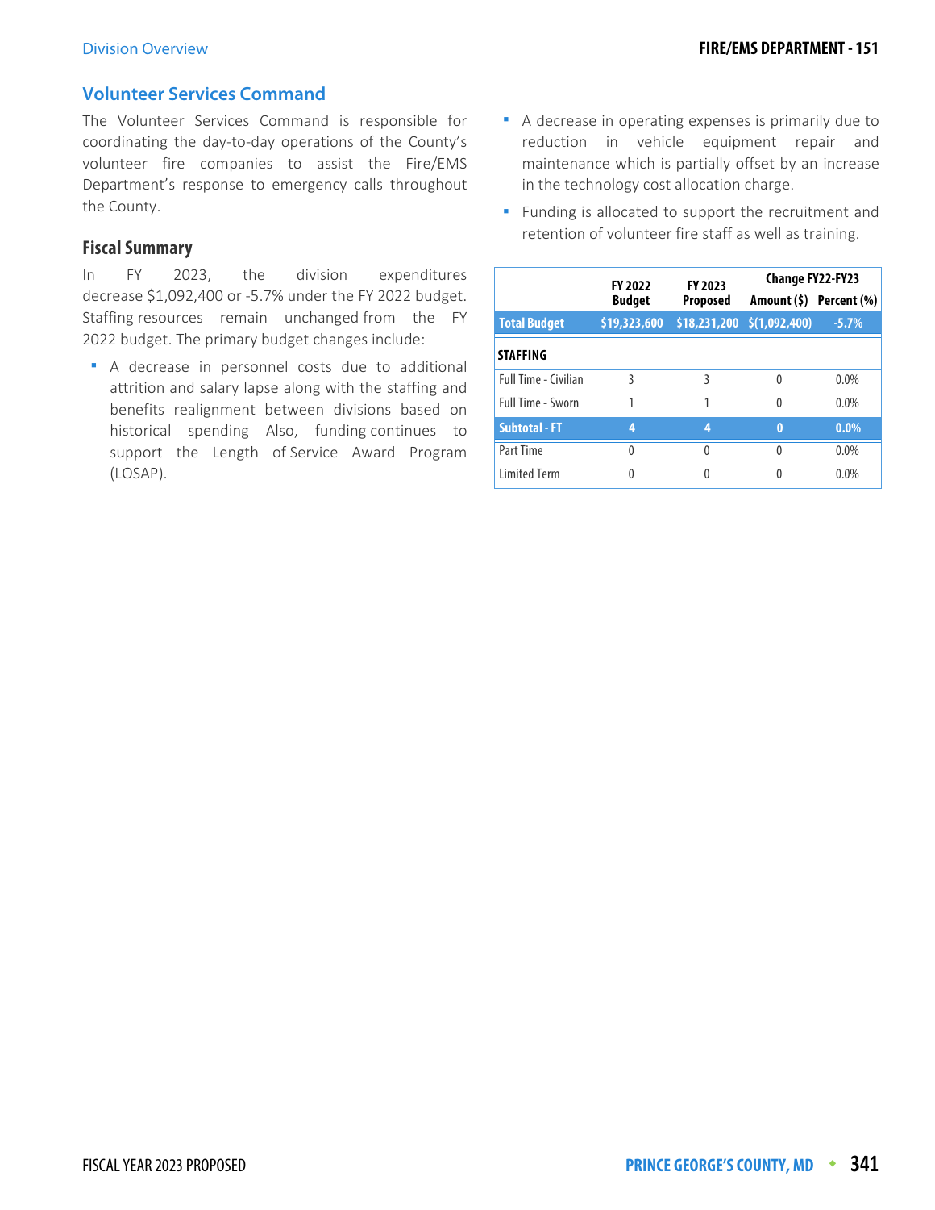## Volunteer Services Command

The Volunteer Services Command is responsible for coordinating the day-to-day operations of the County's volunteer fire companies to assist the Fire/EMS Department's response to emergency calls throughout the County.

### Fiscal Summary

In FY 2023, the division expenditures decrease $1,092,400 or -5.7% under the FY 2022 budget. Staffing resources remain unchanged from the FY 2022 budget. The primary budget changes include:

- A decrease in personnel costs due to additional attrition and salary lapse along with the staffing and benefits realignment between divisions based on historical spending Also, funding continues to support the Length of Service Award Program (LOSAP).
- A decrease in operating expenses is primarily due to reduction in vehicle equipment repair and maintenance which is partially offset by an increase in the technology cost allocation charge.
- Funding is allocated to support the recruitment and retention of volunteer fire staff as well as training.

| | FY 2022 Budget | FY 2023 Proposed | Change FY22-FY23 | |
|---|---|---|---|---|
| | | | Amount ($) | Percent (%) |
| **Total Budget** | **$19,323,600** | **$18,231,200** | **$(1,092,400)** | **-5.7%** |
| **STAFFING** | | | | |
| Full Time - Civilian | 3 | 3 | 0 | 0.0% |
| Full Time - Sworn | 1 | 1 | 0 | 0.0% |
| **Subtotal - FT** | **4** | **4** | **0** | **0.0%** |
| Part Time | 0 | 0 | 0 | 0.0% |
| Limited Term | 0 | 0 | 0 | 0.0% |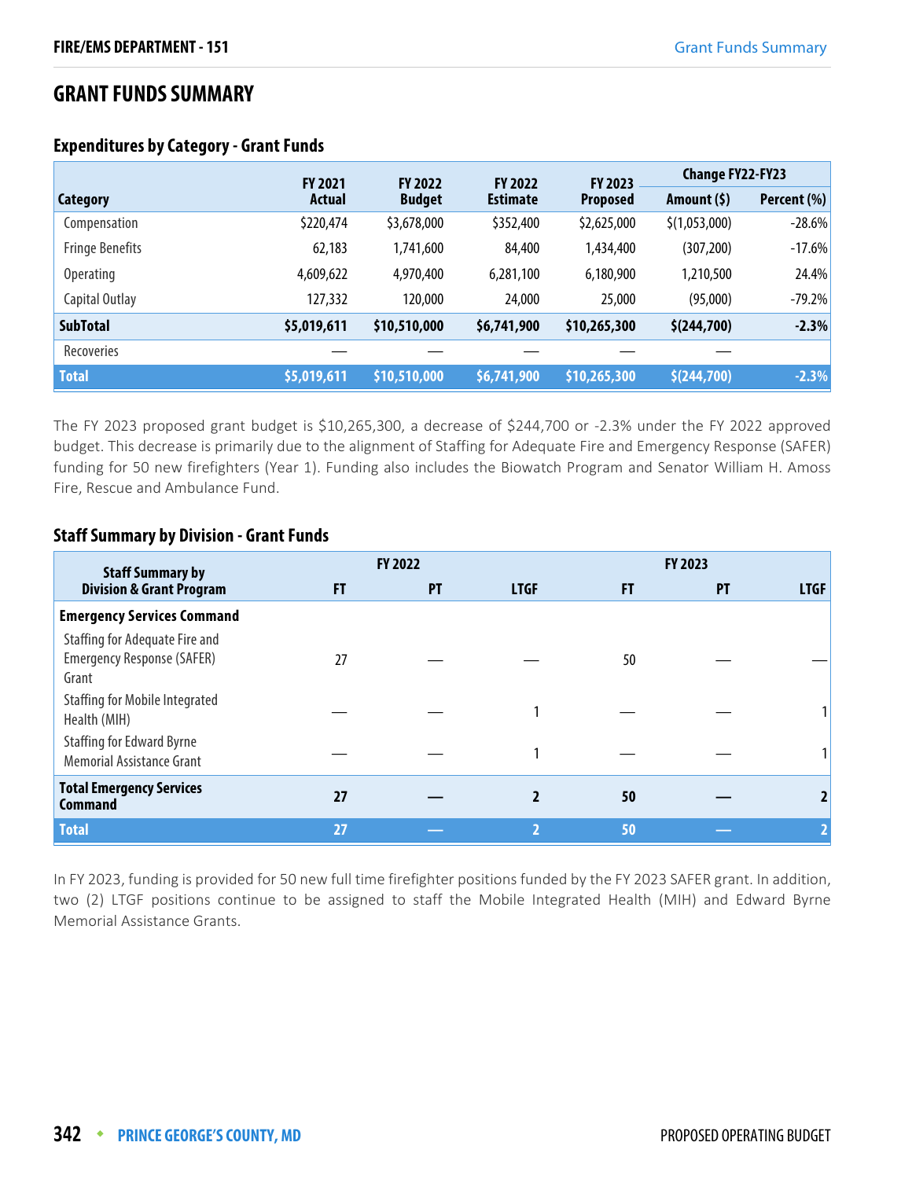## GRANT FUNDS SUMMARY

### Expenditures by Category - Grant Funds

| Category | FY 2021 Actual | FY 2022 Budget | FY 2022 Estimate | FY 2023 Proposed | Change FY22-FY23 Amount ($) | Change FY22-FY23 Percent (%) |
|---|---|---|---|---|---|---|
| Compensation | $220,474 | $3,678,000 | $352,400 | $2,625,000 | $(1,053,000) | -28.6% |
| Fringe Benefits | 62,183 | 1,741,600 | 84,400 | 1,434,400 | (307,200) | -17.6% |
| Operating | 4,609,622 | 4,970,400 | 6,281,100 | 6,180,900 | 1,210,500 | 24.4% |
| Capital Outlay | 127,332 | 120,000 | 24,000 | 25,000 | (95,000) | -79.2% |
| **SubTotal** | **$5,019,611** | **$10,510,000** | **$6,741,900** | **$10,265,300** | **$(244,700)** | **-2.3%** |
| Recoveries | — | — | — | — | — | |
| **Total** | **$5,019,611** | **$10,510,000** | **$6,741,900** | **$10,265,300** | **$(244,700)** | **-2.3%** |

The FY 2023 proposed grant budget is $10,265,300, a decrease of $244,700 or -2.3% under the FY 2022 approved budget. This decrease is primarily due to the alignment of Staffing for Adequate Fire and Emergency Response (SAFER) funding for 50 new firefighters (Year 1). Funding also includes the Biowatch Program and Senator William H. Amoss Fire, Rescue and Ambulance Fund.

### Staff Summary by Division - Grant Funds

| Staff Summary by Division & Grant Program | FY 2022 FT | FY 2022 PT | FY 2022 LTGF | FY 2023 FT | FY 2023 PT | FY 2023 LTGF |
|---|---|---|---|---|---|---|
| **Emergency Services Command** | | | | | | |
| Staffing for Adequate Fire and Emergency Response (SAFER) Grant | 27 | — | — | 50 | — | — |
| Staffing for Mobile Integrated Health (MIH) | — | — | 1 | — | — | 1 |
| Staffing for Edward Byrne Memorial Assistance Grant | — | — | 1 | — | — | 1 |
| **Total Emergency Services Command** | **27** | **—** | **2** | **50** | **—** | **2** |
| **Total** | **27** | **—** | **2** | **50** | **—** | **2** |

In FY 2023, funding is provided for 50 new full time firefighter positions funded by the FY 2023 SAFER grant. In addition, two (2) LTGF positions continue to be assigned to staff the Mobile Integrated Health (MIH) and Edward Byrne Memorial Assistance Grants.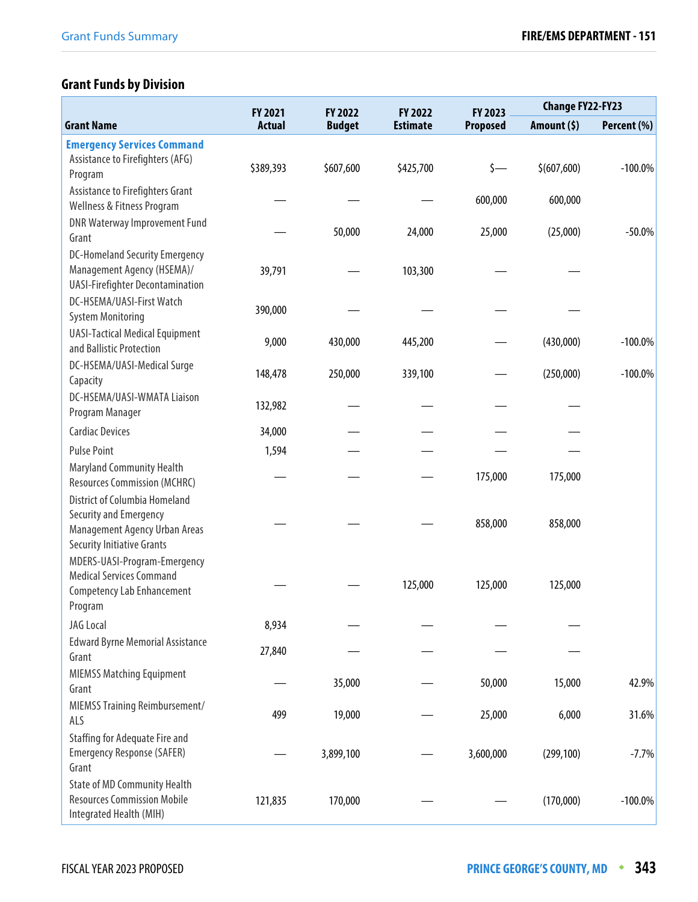## Grant Funds by Division

| Grant Name | FY 2021 Actual | FY 2022 Budget | FY 2022 Estimate | FY 2023 Proposed | Change FY22-FY23 | |
|---|---|---|---|---|---|---|
| | | | | | Amount ($) | Percent (%) |
| **Emergency Services Command** | | | | | | |
| Assistance to Firefighters (AFG) Program | $389,393 | $607,600 | $425,700 | $— | $(607,600) | -100.0% |
| Assistance to Firefighters Grant Wellness & Fitness Program | — | — | — | 600,000 | 600,000 | |
| DNR Waterway Improvement Fund Grant | — | 50,000 | 24,000 | 25,000 | (25,000) | -50.0% |
| DC-Homeland Security Emergency Management Agency (HSEMA)/ UASI-Firefighter Decontamination | 39,791 | — | 103,300 | — | — | |
| DC-HSEMA/UASI-First Watch System Monitoring | 390,000 | — | — | — | — | |
| UASI-Tactical Medical Equipment and Ballistic Protection | 9,000 | 430,000 | 445,200 | — | (430,000) | -100.0% |
| DC-HSEMA/UASI-Medical Surge Capacity | 148,478 | 250,000 | 339,100 | — | (250,000) | -100.0% |
| DC-HSEMA/UASI-WMATA Liaison Program Manager | 132,982 | — | — | — | — | |
| Cardiac Devices | 34,000 | — | — | — | — | |
| Pulse Point | 1,594 | — | — | — | — | |
| Maryland Community Health Resources Commission (MCHRC) | — | — | — | 175,000 | 175,000 | |
| District of Columbia Homeland Security and Emergency Management Agency Urban Areas Security Initiative Grants | — | — | — | 858,000 | 858,000 | |
| MDERS-UASI-Program-Emergency Medical Services Command Competency Lab Enhancement Program | — | — | 125,000 | 125,000 | 125,000 | |
| JAG Local | 8,934 | — | — | — | — | |
| Edward Byrne Memorial Assistance Grant | 27,840 | — | — | — | — | |
| MIEMSS Matching Equipment Grant | — | 35,000 | — | 50,000 | 15,000 | 42.9% |
| MIEMSS Training Reimbursement/ ALS | 499 | 19,000 | — | 25,000 | 6,000 | 31.6% |
| Staffing for Adequate Fire and Emergency Response (SAFER) Grant | — | 3,899,100 | — | 3,600,000 | (299,100) | -7.7% |
| State of MD Community Health Resources Commission Mobile Integrated Health (MIH) | 121,835 | 170,000 | — | — | (170,000) | -100.0% |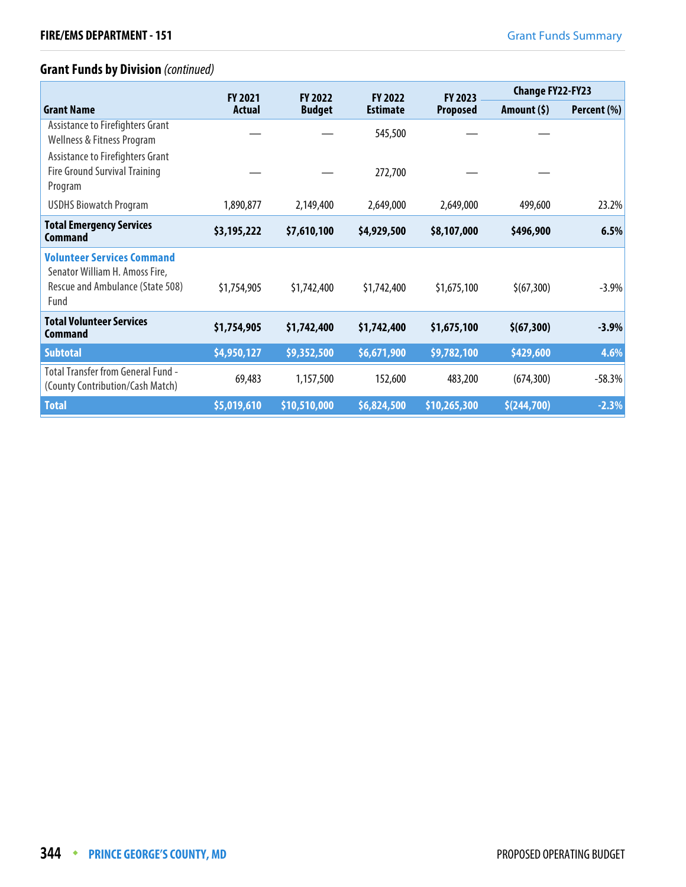## Grant Funds by Division *(continued)*

| Grant Name | FY 2021 Actual | FY 2022 Budget | FY 2022 Estimate | FY 2023 Proposed | Change FY22-FY23 | |
|---|---|---|---|---|---|---|
| | | | | | Amount ($) | Percent (%) |
| Assistance to Firefighters Grant Wellness & Fitness Program | — | — | 545,500 | — | — | |
| Assistance to Firefighters Grant Fire Ground Survival Training Program | — | — | 272,700 | — | — | |
| USDHS Biowatch Program | 1,890,877 | 2,149,400 | 2,649,000 | 2,649,000 | 499,600 | 23.2% |
| **Total Emergency Services Command** | **$3,195,222** | **$7,610,100** | **$4,929,500** | **$8,107,000** | **$496,900** | **6.5%** |
| **Volunteer Services Command** | | | | | | |
| Senator William H. Amoss Fire, Rescue and Ambulance (State 508) Fund | $1,754,905 | $1,742,400 | $1,742,400 | $1,675,100 | $(67,300) | -3.9% |
| **Total Volunteer Services Command** | **$1,754,905** | **$1,742,400** | **$1,742,400** | **$1,675,100** | **$(67,300)** | **-3.9%** |
| **Subtotal** | **$4,950,127** | **$9,352,500** | **$6,671,900** | **$9,782,100** | **$429,600** | **4.6%** |
| Total Transfer from General Fund - (County Contribution/Cash Match) | 69,483 | 1,157,500 | 152,600 | 483,200 | (674,300) | -58.3% |
| **Total** | **$5,019,610** | **$10,510,000** | **$6,824,500** | **$10,265,300** | **$(244,700)** | **-2.3%** |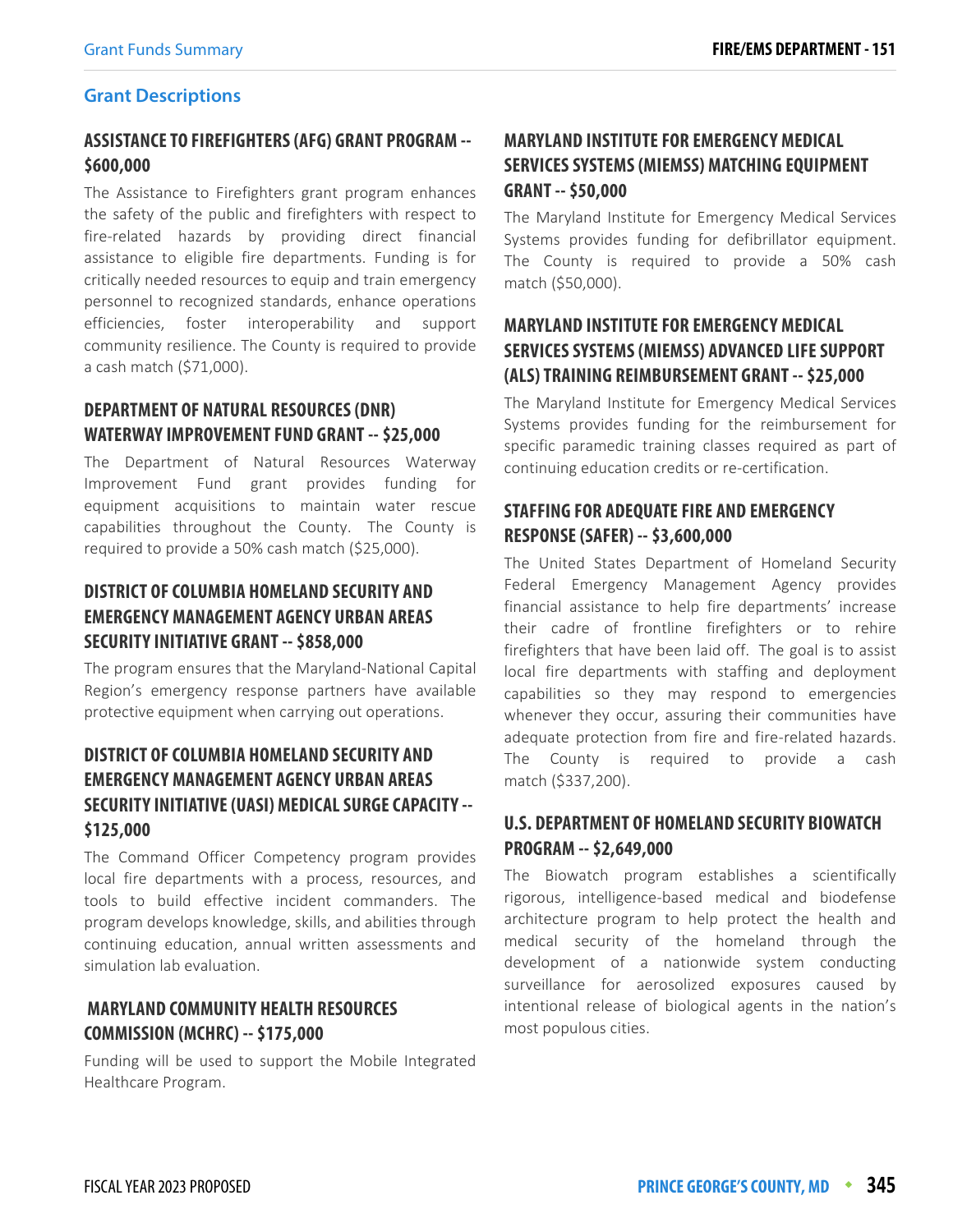## Grant Descriptions

### ASSISTANCE TO FIREFIGHTERS (AFG) GRANT PROGRAM -- $600,000

The Assistance to Firefighters grant program enhances the safety of the public and firefighters with respect to fire-related hazards by providing direct financial assistance to eligible fire departments. Funding is for critically needed resources to equip and train emergency personnel to recognized standards, enhance operations efficiencies, foster interoperability and support community resilience. The County is required to provide a cash match ($71,000).

### DEPARTMENT OF NATURAL RESOURCES (DNR) WATERWAY IMPROVEMENT FUND GRANT -- $25,000

The Department of Natural Resources Waterway Improvement Fund grant provides funding for equipment acquisitions to maintain water rescue capabilities throughout the County. The County is required to provide a 50% cash match ($25,000).

### DISTRICT OF COLUMBIA HOMELAND SECURITY AND EMERGENCY MANAGEMENT AGENCY URBAN AREAS SECURITY INITIATIVE GRANT -- $858,000

The program ensures that the Maryland-National Capital Region's emergency response partners have available protective equipment when carrying out operations.

### DISTRICT OF COLUMBIA HOMELAND SECURITY AND EMERGENCY MANAGEMENT AGENCY URBAN AREAS SECURITY INITIATIVE (UASI) MEDICAL SURGE CAPACITY -- $125,000

The Command Officer Competency program provides local fire departments with a process, resources, and tools to build effective incident commanders. The program develops knowledge, skills, and abilities through continuing education, annual written assessments and simulation lab evaluation.

### MARYLAND COMMUNITY HEALTH RESOURCES COMMISSION (MCHRC) -- $175,000

Funding will be used to support the Mobile Integrated Healthcare Program.

### MARYLAND INSTITUTE FOR EMERGENCY MEDICAL SERVICES SYSTEMS (MIEMSS) MATCHING EQUIPMENT GRANT -- $50,000

The Maryland Institute for Emergency Medical Services Systems provides funding for defibrillator equipment. The County is required to provide a 50% cash match ($50,000).

### MARYLAND INSTITUTE FOR EMERGENCY MEDICAL SERVICES SYSTEMS (MIEMSS) ADVANCED LIFE SUPPORT (ALS) TRAINING REIMBURSEMENT GRANT -- $25,000

The Maryland Institute for Emergency Medical Services Systems provides funding for the reimbursement for specific paramedic training classes required as part of continuing education credits or re-certification.

### STAFFING FOR ADEQUATE FIRE AND EMERGENCY RESPONSE (SAFER) -- $3,600,000

The United States Department of Homeland Security Federal Emergency Management Agency provides financial assistance to help fire departments' increase their cadre of frontline firefighters or to rehire firefighters that have been laid off. The goal is to assist local fire departments with staffing and deployment capabilities so they may respond to emergencies whenever they occur, assuring their communities have adequate protection from fire and fire-related hazards. The County is required to provide a cash match ($337,200).

### U.S. DEPARTMENT OF HOMELAND SECURITY BIOWATCH PROGRAM -- $2,649,000

The Biowatch program establishes a scientifically rigorous, intelligence-based medical and biodefense architecture program to help protect the health and medical security of the homeland through the development of a nationwide system conducting surveillance for aerosolized exposures caused by intentional release of biological agents in the nation's most populous cities.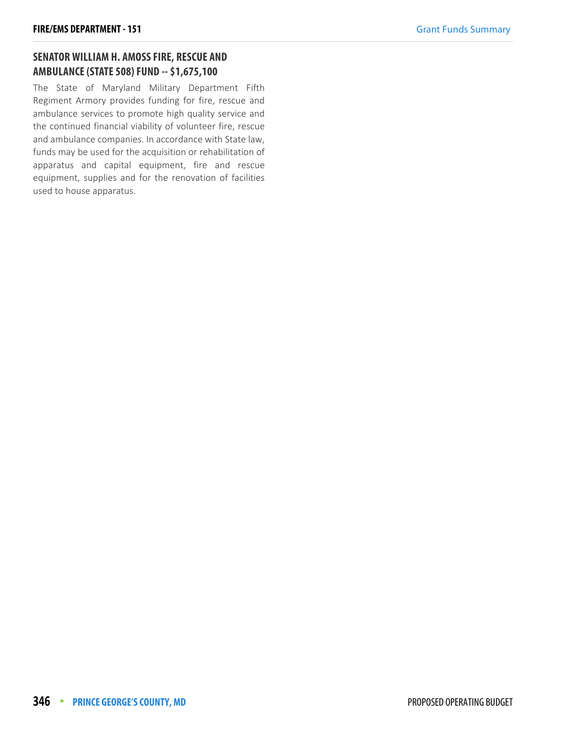## SENATOR WILLIAM H. AMOSS FIRE, RESCUE AND AMBULANCE (STATE 508) FUND -- $1,675,100

The State of Maryland Military Department Fifth Regiment Armory provides funding for fire, rescue and ambulance services to promote high quality service and the continued financial viability of volunteer fire, rescue and ambulance companies. In accordance with State law, funds may be used for the acquisition or rehabilitation of apparatus and capital equipment, fire and rescue equipment, supplies and for the renovation of facilities used to house apparatus.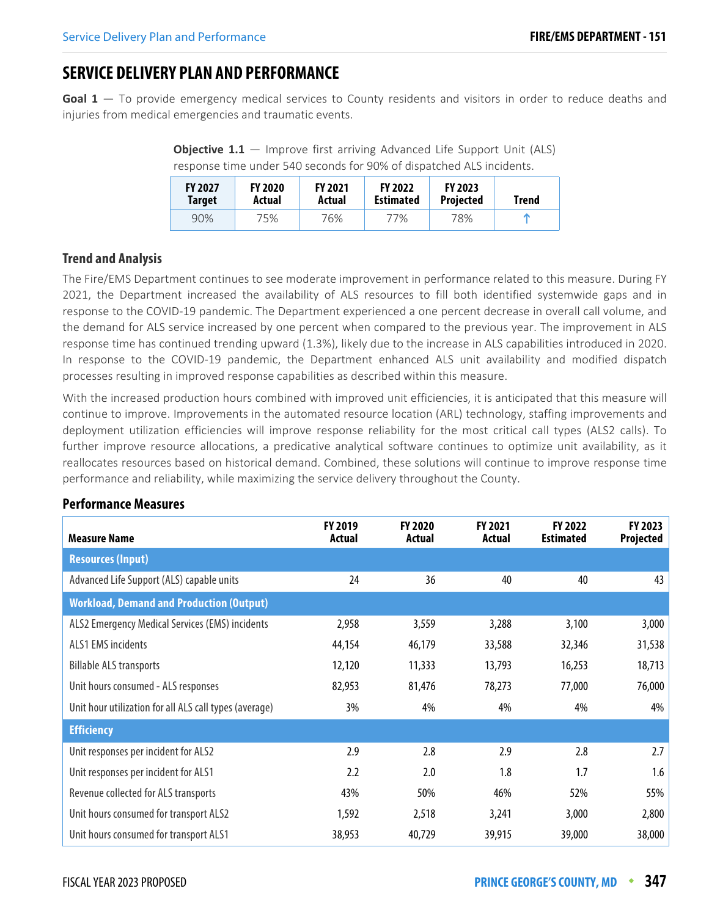# SERVICE DELIVERY PLAN AND PERFORMANCE

**Goal 1** — To provide emergency medical services to County residents and visitors in order to reduce deaths and injuries from medical emergencies and traumatic events.

**Objective 1.1** — Improve first arriving Advanced Life Support Unit (ALS) response time under 540 seconds for 90% of dispatched ALS incidents.

| FY 2027 Target | FY 2020 Actual | FY 2021 Actual | FY 2022 Estimated | FY 2023 Projected | Trend |
|---|---|---|---|---|---|
| 90% | 75% | 76% | 77% | 78% | ↑ |

### Trend and Analysis

The Fire/EMS Department continues to see moderate improvement in performance related to this measure. During FY 2021, the Department increased the availability of ALS resources to fill both identified systemwide gaps and in response to the COVID-19 pandemic. The Department experienced a one percent decrease in overall call volume, and the demand for ALS service increased by one percent when compared to the previous year. The improvement in ALS response time has continued trending upward (1.3%), likely due to the increase in ALS capabilities introduced in 2020. In response to the COVID-19 pandemic, the Department enhanced ALS unit availability and modified dispatch processes resulting in improved response capabilities as described within this measure.

With the increased production hours combined with improved unit efficiencies, it is anticipated that this measure will continue to improve. Improvements in the automated resource location (ARL) technology, staffing improvements and deployment utilization efficiencies will improve response reliability for the most critical call types (ALS2 calls). To further improve resource allocations, a predicative analytical software continues to optimize unit availability, as it reallocates resources based on historical demand. Combined, these solutions will continue to improve response time performance and reliability, while maximizing the service delivery throughout the County.

### Performance Measures

| Measure Name | FY 2019 Actual | FY 2020 Actual | FY 2021 Actual | FY 2022 Estimated | FY 2023 Projected |
|---|---|---|---|---|---|
| **Resources (Input)** | | | | | |
| Advanced Life Support (ALS) capable units | 24 | 36 | 40 | 40 | 43 |
| **Workload, Demand and Production (Output)** | | | | | |
| ALS2 Emergency Medical Services (EMS) incidents | 2,958 | 3,559 | 3,288 | 3,100 | 3,000 |
| ALS1 EMS incidents | 44,154 | 46,179 | 33,588 | 32,346 | 31,538 |
| Billable ALS transports | 12,120 | 11,333 | 13,793 | 16,253 | 18,713 |
| Unit hours consumed - ALS responses | 82,953 | 81,476 | 78,273 | 77,000 | 76,000 |
| Unit hour utilization for all ALS call types (average) | 3% | 4% | 4% | 4% | 4% |
| **Efficiency** | | | | | |
| Unit responses per incident for ALS2 | 2.9 | 2.8 | 2.9 | 2.8 | 2.7 |
| Unit responses per incident for ALS1 | 2.2 | 2.0 | 1.8 | 1.7 | 1.6 |
| Revenue collected for ALS transports | 43% | 50% | 46% | 52% | 55% |
| Unit hours consumed for transport ALS2 | 1,592 | 2,518 | 3,241 | 3,000 | 2,800 |
| Unit hours consumed for transport ALS1 | 38,953 | 40,729 | 39,915 | 39,000 | 38,000 |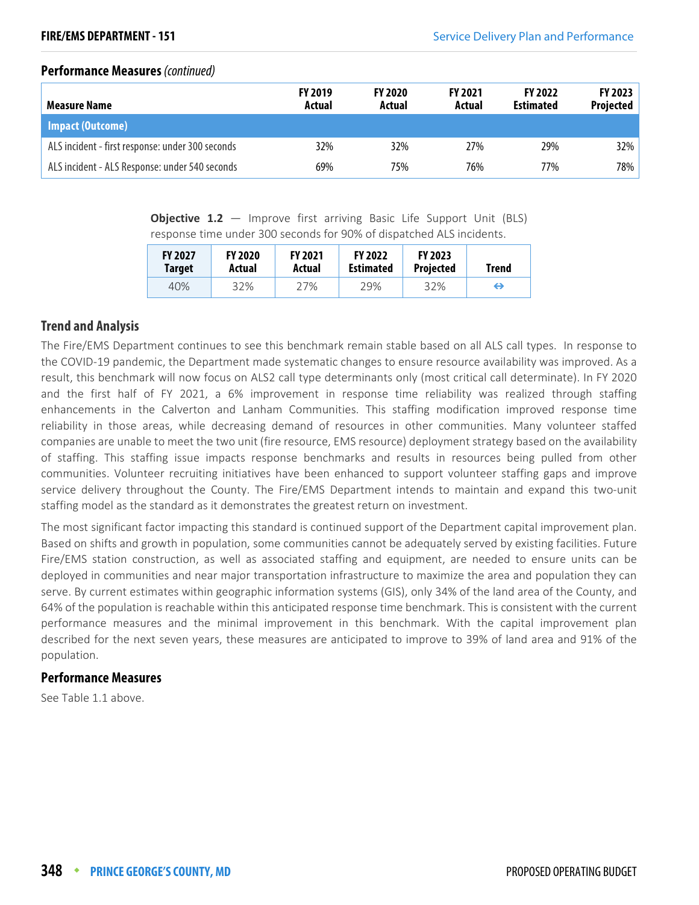## Performance Measures *(continued)*

| Measure Name | FY 2019 Actual | FY 2020 Actual | FY 2021 Actual | FY 2022 Estimated | FY 2023 Projected |
|---|---|---|---|---|---|
| **Impact (Outcome)** | | | | | |
| ALS incident - first response: under 300 seconds | 32% | 32% | 27% | 29% | 32% |
| ALS incident - ALS Response: under 540 seconds | 69% | 75% | 76% | 77% | 78% |

**Objective 1.2** — Improve first arriving Basic Life Support Unit (BLS) response time under 300 seconds for 90% of dispatched ALS incidents.

| FY 2027 Target | FY 2020 Actual | FY 2021 Actual | FY 2022 Estimated | FY 2023 Projected | Trend |
|---|---|---|---|---|---|
| 40% | 32% | 27% | 29% | 32% | ⇔ |

### Trend and Analysis

The Fire/EMS Department continues to see this benchmark remain stable based on all ALS call types. In response to the COVID-19 pandemic, the Department made systematic changes to ensure resource availability was improved. As a result, this benchmark will now focus on ALS2 call type determinants only (most critical call determinate). In FY 2020 and the first half of FY 2021, a 6% improvement in response time reliability was realized through staffing enhancements in the Calverton and Lanham Communities. This staffing modification improved response time reliability in those areas, while decreasing demand of resources in other communities. Many volunteer staffed companies are unable to meet the two unit (fire resource, EMS resource) deployment strategy based on the availability of staffing. This staffing issue impacts response benchmarks and results in resources being pulled from other communities. Volunteer recruiting initiatives have been enhanced to support volunteer staffing gaps and improve service delivery throughout the County. The Fire/EMS Department intends to maintain and expand this two-unit staffing model as the standard as it demonstrates the greatest return on investment.

The most significant factor impacting this standard is continued support of the Department capital improvement plan. Based on shifts and growth in population, some communities cannot be adequately served by existing facilities. Future Fire/EMS station construction, as well as associated staffing and equipment, are needed to ensure units can be deployed in communities and near major transportation infrastructure to maximize the area and population they can serve. By current estimates within geographic information systems (GIS), only 34% of the land area of the County, and 64% of the population is reachable within this anticipated response time benchmark. This is consistent with the current performance measures and the minimal improvement in this benchmark. With the capital improvement plan described for the next seven years, these measures are anticipated to improve to 39% of land area and 91% of the population.

### Performance Measures

See Table 1.1 above.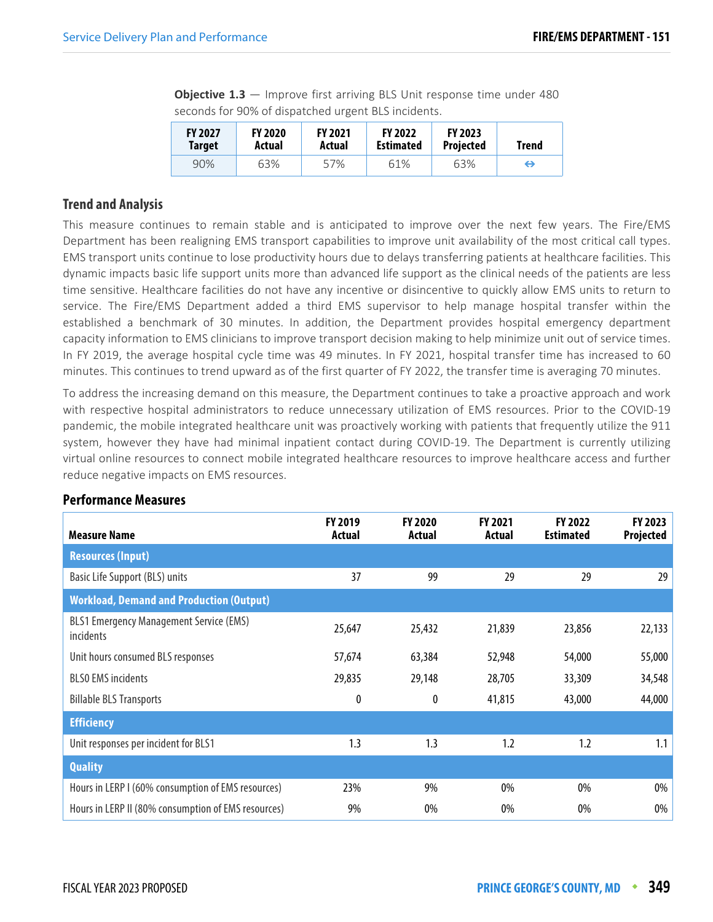**Objective 1.3** — Improve first arriving BLS Unit response time under 480 seconds for 90% of dispatched urgent BLS incidents.

| FY 2027 Target | FY 2020 Actual | FY 2021 Actual | FY 2022 Estimated | FY 2023 Projected | Trend |
|---|---|---|---|---|---|
| 90% | 63% | 57% | 61% | 63% | ⇔ |

### Trend and Analysis

This measure continues to remain stable and is anticipated to improve over the next few years. The Fire/EMS Department has been realigning EMS transport capabilities to improve unit availability of the most critical call types. EMS transport units continue to lose productivity hours due to delays transferring patients at healthcare facilities. This dynamic impacts basic life support units more than advanced life support as the clinical needs of the patients are less time sensitive. Healthcare facilities do not have any incentive or disincentive to quickly allow EMS units to return to service. The Fire/EMS Department added a third EMS supervisor to help manage hospital transfer within the established a benchmark of 30 minutes. In addition, the Department provides hospital emergency department capacity information to EMS clinicians to improve transport decision making to help minimize unit out of service times. In FY 2019, the average hospital cycle time was 49 minutes. In FY 2021, hospital transfer time has increased to 60 minutes. This continues to trend upward as of the first quarter of FY 2022, the transfer time is averaging 70 minutes.

To address the increasing demand on this measure, the Department continues to take a proactive approach and work with respective hospital administrators to reduce unnecessary utilization of EMS resources. Prior to the COVID-19 pandemic, the mobile integrated healthcare unit was proactively working with patients that frequently utilize the 911 system, however they have had minimal inpatient contact during COVID-19. The Department is currently utilizing virtual online resources to connect mobile integrated healthcare resources to improve healthcare access and further reduce negative impacts on EMS resources.

### Performance Measures

| Measure Name | FY 2019 Actual | FY 2020 Actual | FY 2021 Actual | FY 2022 Estimated | FY 2023 Projected |
|---|---|---|---|---|---|
| **Resources (Input)** | | | | | |
| Basic Life Support (BLS) units | 37 | 99 | 29 | 29 | 29 |
| **Workload, Demand and Production (Output)** | | | | | |
| BLS1 Emergency Management Service (EMS) incidents | 25,647 | 25,432 | 21,839 | 23,856 | 22,133 |
| Unit hours consumed BLS responses | 57,674 | 63,384 | 52,948 | 54,000 | 55,000 |
| BLS0 EMS incidents | 29,835 | 29,148 | 28,705 | 33,309 | 34,548 |
| Billable BLS Transports | 0 | 0 | 41,815 | 43,000 | 44,000 |
| **Efficiency** | | | | | |
| Unit responses per incident for BLS1 | 1.3 | 1.3 | 1.2 | 1.2 | 1.1 |
| **Quality** | | | | | |
| Hours in LERP I (60% consumption of EMS resources) | 23% | 9% | 0% | 0% | 0% |
| Hours in LERP II (80% consumption of EMS resources) | 9% | 0% | 0% | 0% | 0% |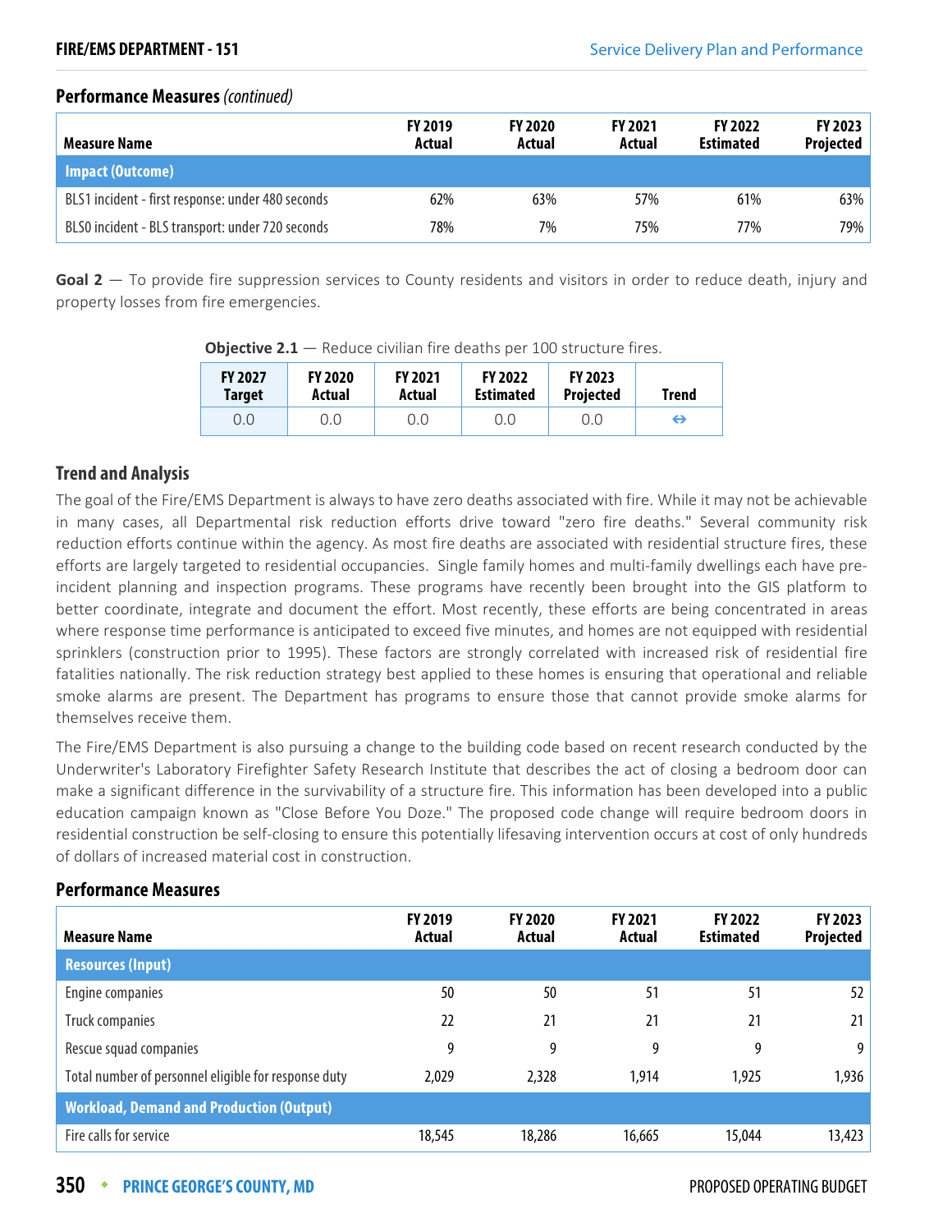### Performance Measures *(continued)*

| Measure Name | FY 2019 Actual | FY 2020 Actual | FY 2021 Actual | FY 2022 Estimated | FY 2023 Projected |
|---|---|---|---|---|---|
| **Impact (Outcome)** | | | | | |
| BLS1 incident - first response: under 480 seconds | 62% | 63% | 57% | 61% | 63% |
| BLS0 incident - BLS transport: under 720 seconds | 78% | 7% | 75% | 77% | 79% |

**Goal 2** — To provide fire suppression services to County residents and visitors in order to reduce death, injury and property losses from fire emergencies.

**Objective 2.1** — Reduce civilian fire deaths per 100 structure fires.

| FY 2027 Target | FY 2020 Actual | FY 2021 Actual | FY 2022 Estimated | FY 2023 Projected | Trend |
|---|---|---|---|---|---|
| 0.0 | 0.0 | 0.0 | 0.0 | 0.0 | ⇔ |

### Trend and Analysis

The goal of the Fire/EMS Department is always to have zero deaths associated with fire. While it may not be achievable in many cases, all Departmental risk reduction efforts drive toward "zero fire deaths." Several community risk reduction efforts continue within the agency. As most fire deaths are associated with residential structure fires, these efforts are largely targeted to residential occupancies. Single family homes and multi-family dwellings each have pre-incident planning and inspection programs. These programs have recently been brought into the GIS platform to better coordinate, integrate and document the effort. Most recently, these efforts are being concentrated in areas where response time performance is anticipated to exceed five minutes, and homes are not equipped with residential sprinklers (construction prior to 1995). These factors are strongly correlated with increased risk of residential fire fatalities nationally. The risk reduction strategy best applied to these homes is ensuring that operational and reliable smoke alarms are present. The Department has programs to ensure those that cannot provide smoke alarms for themselves receive them.

The Fire/EMS Department is also pursuing a change to the building code based on recent research conducted by the Underwriter's Laboratory Firefighter Safety Research Institute that describes the act of closing a bedroom door can make a significant difference in the survivability of a structure fire. This information has been developed into a public education campaign known as "Close Before You Doze." The proposed code change will require bedroom doors in residential construction be self-closing to ensure this potentially lifesaving intervention occurs at cost of only hundreds of dollars of increased material cost in construction.

### Performance Measures

| Measure Name | FY 2019 Actual | FY 2020 Actual | FY 2021 Actual | FY 2022 Estimated | FY 2023 Projected |
|---|---|---|---|---|---|
| **Resources (Input)** | | | | | |
| Engine companies | 50 | 50 | 51 | 51 | 52 |
| Truck companies | 22 | 21 | 21 | 21 | 21 |
| Rescue squad companies | 9 | 9 | 9 | 9 | 9 |
| Total number of personnel eligible for response duty | 2,029 | 2,328 | 1,914 | 1,925 | 1,936 |
| **Workload, Demand and Production (Output)** | | | | | |
| Fire calls for service | 18,545 | 18,286 | 16,665 | 15,044 | 13,423 |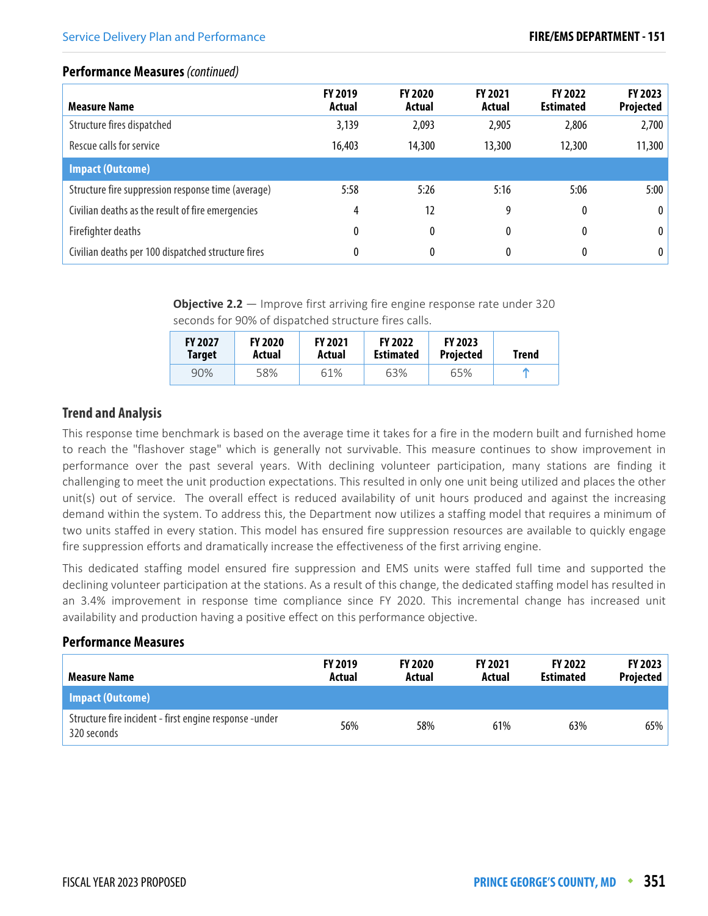### Performance Measures *(continued)*

| Measure Name | FY 2019 Actual | FY 2020 Actual | FY 2021 Actual | FY 2022 Estimated | FY 2023 Projected |
|---|---|---|---|---|---|
| Structure fires dispatched | 3,139 | 2,093 | 2,905 | 2,806 | 2,700 |
| Rescue calls for service | 16,403 | 14,300 | 13,300 | 12,300 | 11,300 |
| **Impact (Outcome)** | | | | | |
| Structure fire suppression response time (average) | 5:58 | 5:26 | 5:16 | 5:06 | 5:00 |
| Civilian deaths as the result of fire emergencies | 4 | 12 | 9 | 0 | 0 |
| Firefighter deaths | 0 | 0 | 0 | 0 | 0 |
| Civilian deaths per 100 dispatched structure fires | 0 | 0 | 0 | 0 | 0 |

**Objective 2.2** — Improve first arriving fire engine response rate under 320 seconds for 90% of dispatched structure fires calls.

| FY 2027 Target | FY 2020 Actual | FY 2021 Actual | FY 2022 Estimated | FY 2023 Projected | Trend |
|---|---|---|---|---|---|
| 90% | 58% | 61% | 63% | 65% | ↑ |

### Trend and Analysis

This response time benchmark is based on the average time it takes for a fire in the modern built and furnished home to reach the "flashover stage" which is generally not survivable. This measure continues to show improvement in performance over the past several years. With declining volunteer participation, many stations are finding it challenging to meet the unit production expectations. This resulted in only one unit being utilized and places the other unit(s) out of service. The overall effect is reduced availability of unit hours produced and against the increasing demand within the system. To address this, the Department now utilizes a staffing model that requires a minimum of two units staffed in every station. This model has ensured fire suppression resources are available to quickly engage fire suppression efforts and dramatically increase the effectiveness of the first arriving engine.

This dedicated staffing model ensured fire suppression and EMS units were staffed full time and supported the declining volunteer participation at the stations. As a result of this change, the dedicated staffing model has resulted in an 3.4% improvement in response time compliance since FY 2020. This incremental change has increased unit availability and production having a positive effect on this performance objective.

### Performance Measures

| Measure Name | FY 2019 Actual | FY 2020 Actual | FY 2021 Actual | FY 2022 Estimated | FY 2023 Projected |
|---|---|---|---|---|---|
| **Impact (Outcome)** | | | | | |
| Structure fire incident - first engine response -under 320 seconds | 56% | 58% | 61% | 63% | 65% |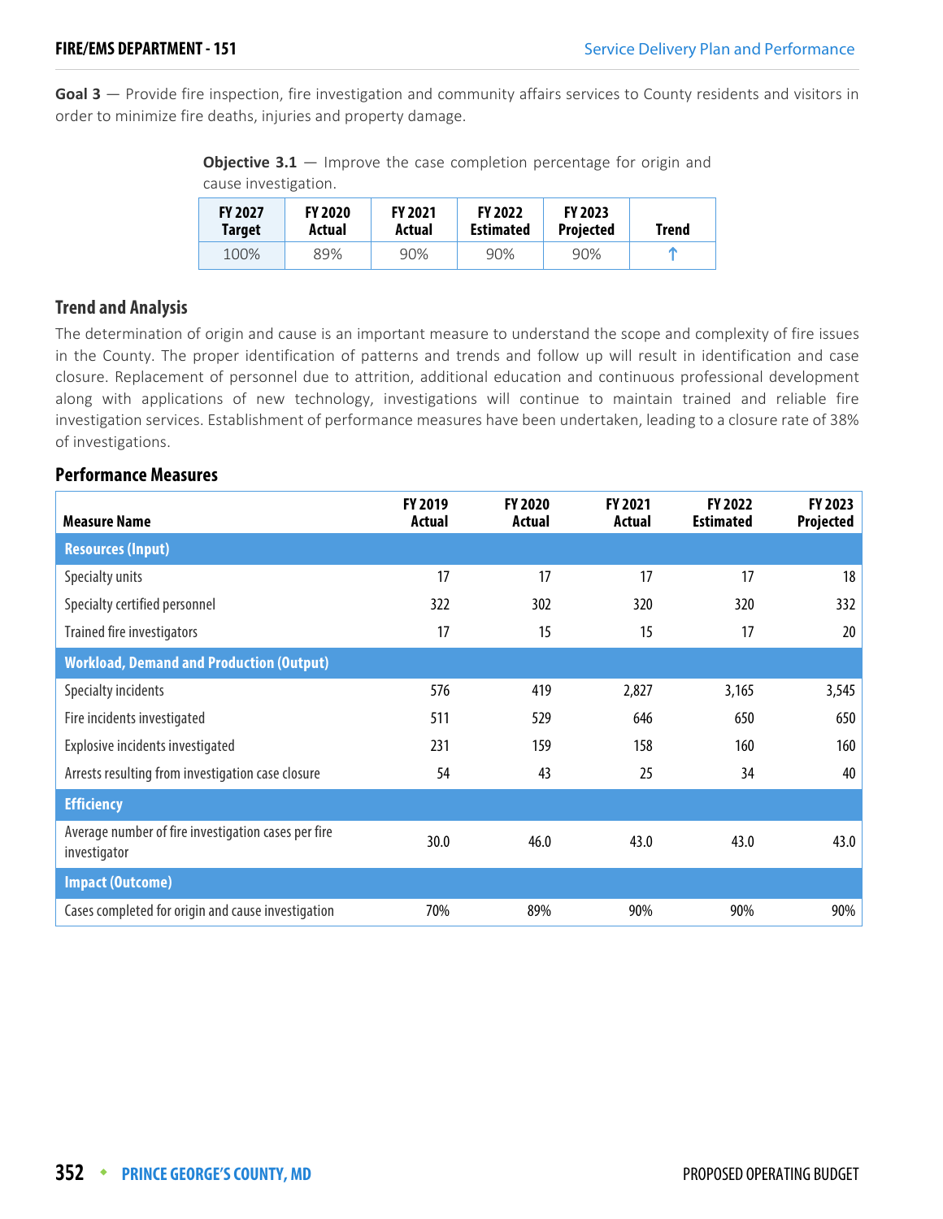**Goal 3** — Provide fire inspection, fire investigation and community affairs services to County residents and visitors in order to minimize fire deaths, injuries and property damage.

**Objective 3.1** — Improve the case completion percentage for origin and cause investigation.

| FY 2027 Target | FY 2020 Actual | FY 2021 Actual | FY 2022 Estimated | FY 2023 Projected | Trend |
|---|---|---|---|---|---|
| 100% | 89% | 90% | 90% | 90% | ↑ |

## Trend and Analysis

The determination of origin and cause is an important measure to understand the scope and complexity of fire issues in the County. The proper identification of patterns and trends and follow up will result in identification and case closure. Replacement of personnel due to attrition, additional education and continuous professional development along with applications of new technology, investigations will continue to maintain trained and reliable fire investigation services. Establishment of performance measures have been undertaken, leading to a closure rate of 38% of investigations.

## Performance Measures

| Measure Name | FY 2019 Actual | FY 2020 Actual | FY 2021 Actual | FY 2022 Estimated | FY 2023 Projected |
|---|---|---|---|---|---|
| **Resources (Input)** | | | | | |
| Specialty units | 17 | 17 | 17 | 17 | 18 |
| Specialty certified personnel | 322 | 302 | 320 | 320 | 332 |
| Trained fire investigators | 17 | 15 | 15 | 17 | 20 |
| **Workload, Demand and Production (Output)** | | | | | |
| Specialty incidents | 576 | 419 | 2,827 | 3,165 | 3,545 |
| Fire incidents investigated | 511 | 529 | 646 | 650 | 650 |
| Explosive incidents investigated | 231 | 159 | 158 | 160 | 160 |
| Arrests resulting from investigation case closure | 54 | 43 | 25 | 34 | 40 |
| **Efficiency** | | | | | |
| Average number of fire investigation cases per fire investigator | 30.0 | 46.0 | 43.0 | 43.0 | 43.0 |
| **Impact (Outcome)** | | | | | |
| Cases completed for origin and cause investigation | 70% | 89% | 90% | 90% | 90% |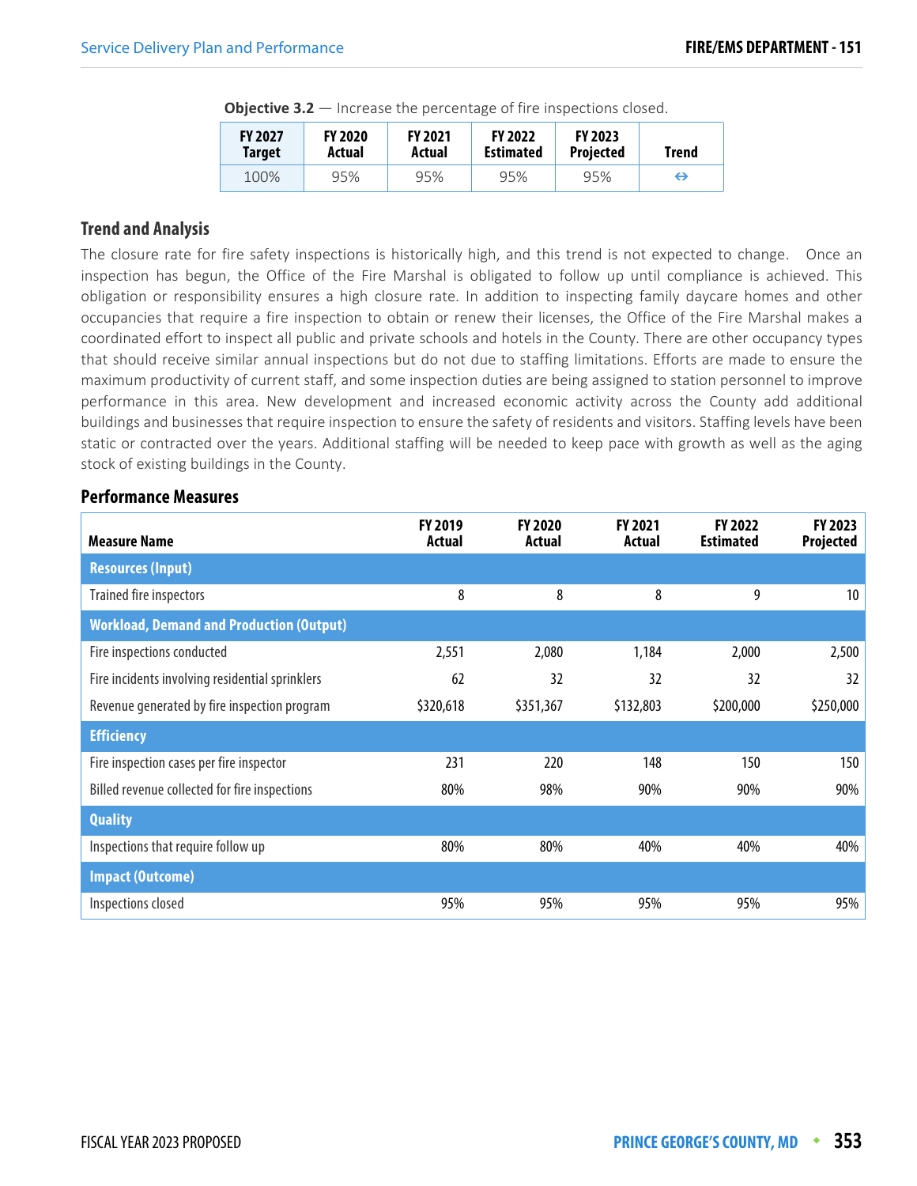**Objective 3.2** — Increase the percentage of fire inspections closed.

| FY 2027 Target | FY 2020 Actual | FY 2021 Actual | FY 2022 Estimated | FY 2023 Projected | Trend |
|---|---|---|---|---|---|
| 100% | 95% | 95% | 95% | 95% | ⇔ |

### Trend and Analysis

The closure rate for fire safety inspections is historically high, and this trend is not expected to change. Once an inspection has begun, the Office of the Fire Marshal is obligated to follow up until compliance is achieved. This obligation or responsibility ensures a high closure rate. In addition to inspecting family daycare homes and other occupancies that require a fire inspection to obtain or renew their licenses, the Office of the Fire Marshal makes a coordinated effort to inspect all public and private schools and hotels in the County. There are other occupancy types that should receive similar annual inspections but do not due to staffing limitations. Efforts are made to ensure the maximum productivity of current staff, and some inspection duties are being assigned to station personnel to improve performance in this area. New development and increased economic activity across the County add additional buildings and businesses that require inspection to ensure the safety of residents and visitors. Staffing levels have been static or contracted over the years. Additional staffing will be needed to keep pace with growth as well as the aging stock of existing buildings in the County.

### Performance Measures

| Measure Name | FY 2019 Actual | FY 2020 Actual | FY 2021 Actual | FY 2022 Estimated | FY 2023 Projected |
|---|---|---|---|---|---|
| **Resources (Input)** | | | | | |
| Trained fire inspectors | 8 | 8 | 8 | 9 | 10 |
| **Workload, Demand and Production (Output)** | | | | | |
| Fire inspections conducted | 2,551 | 2,080 | 1,184 | 2,000 | 2,500 |
| Fire incidents involving residential sprinklers | 62 | 32 | 32 | 32 | 32 |
| Revenue generated by fire inspection program | $320,618 | $351,367 | $132,803 | $200,000 | $250,000 |
| **Efficiency** | | | | | |
| Fire inspection cases per fire inspector | 231 | 220 | 148 | 150 | 150 |
| Billed revenue collected for fire inspections | 80% | 98% | 90% | 90% | 90% |
| **Quality** | | | | | |
| Inspections that require follow up | 80% | 80% | 40% | 40% | 40% |
| **Impact (Outcome)** | | | | | |
| Inspections closed | 95% | 95% | 95% | 95% | 95% |